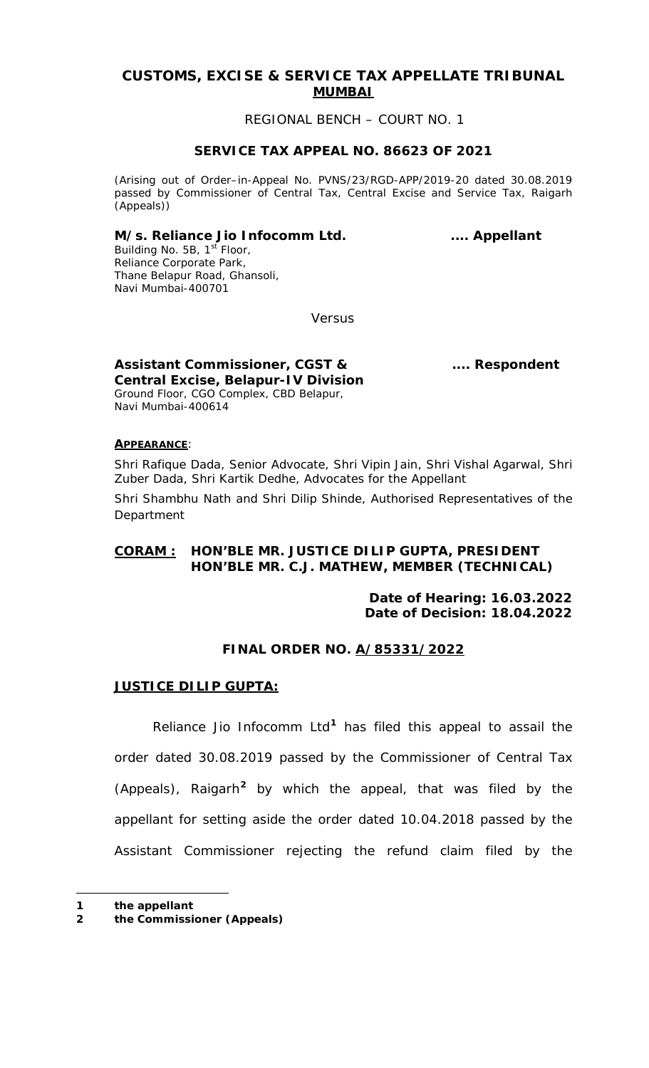# CUSTOMS, EXCISE & SERVICE TAX APPELLATE TRIBUNAL
## MUMBAI

REGIONAL BENCH – COURT NO. 1

### SERVICE TAX APPEAL NO. 86623 OF 2021

(Arising out of Order–in-Appeal No. PVNS/23/RGD-APP/2019-20 dated 30.08.2019 passed by Commissioner of Central Tax, Central Excise and Service Tax, Raigarh (Appeals))

**M/s. Reliance Jio Infocomm Ltd.** .... **Appellant**
Building No. 5B, 1st Floor,
Reliance Corporate Park,
Thane Belapur Road, Ghansoli,
Navi Mumbai-400701

Versus

**Assistant Commissioner, CGST & Central Excise, Belapur-IV Division** .... **Respondent**
Ground Floor, CGO Complex, CBD Belapur,
Navi Mumbai-400614

**APPEARANCE**:

Shri Rafique Dada, Senior Advocate, Shri Vipin Jain, Shri Vishal Agarwal, Shri Zuber Dada, Shri Kartik Dedhe, Advocates for the Appellant

Shri Shambhu Nath and Shri Dilip Shinde, Authorised Representatives of the Department

**CORAM : HON'BLE MR. JUSTICE DILIP GUPTA, PRESIDENT**
**HON'BLE MR. C.J. MATHEW, MEMBER (TECHNICAL)**

**Date of Hearing: 16.03.2022**
**Date of Decision: 18.04.2022**

### FINAL ORDER NO. A/85331/2022

**JUSTICE DILIP GUPTA:**

Reliance Jio Infocomm Ltd[1] has filed this appeal to assail the order dated 30.08.2019 passed by the Commissioner of Central Tax (Appeals), Raigarh[2] by which the appeal, that was filed by the appellant for setting aside the order dated 10.04.2018 passed by the Assistant Commissioner rejecting the refund claim filed by the

---

1 **the appellant**
2 **the Commissioner (Appeals)**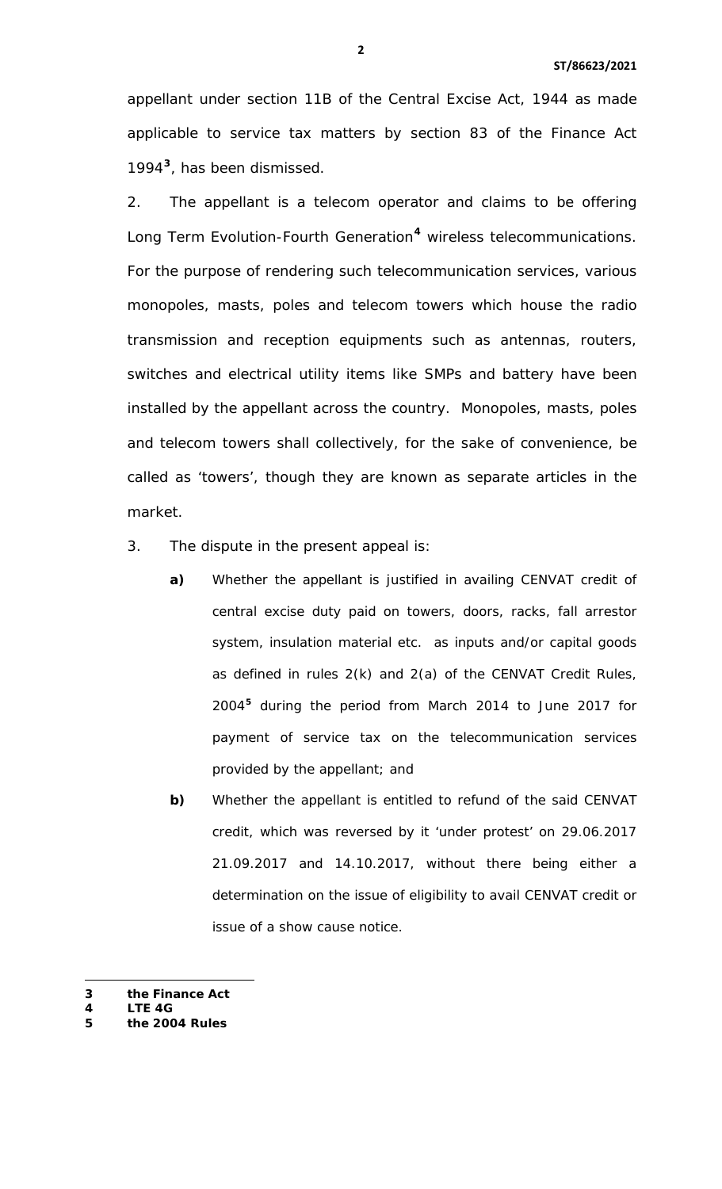appellant under section 11B of the Central Excise Act, 1944 as made applicable to service tax matters by section 83 of the Finance Act 1994[3], has been dismissed.

2. The appellant is a telecom operator and claims to be offering Long Term Evolution-Fourth Generation[4] wireless telecommunications. For the purpose of rendering such telecommunication services, various monopoles, masts, poles and telecom towers which house the radio transmission and reception equipments such as antennas, routers, switches and electrical utility items like SMPs and battery have been installed by the appellant across the country. Monopoles, masts, poles and telecom towers shall collectively, for the sake of convenience, be called as 'towers', though they are known as separate articles in the market.

3. The dispute in the present appeal is:

**a)** Whether the appellant is justified in availing CENVAT credit of central excise duty paid on towers, doors, racks, fall arrestor system, insulation material etc. as inputs and/or capital goods as defined in rules 2(k) and 2(a) of the CENVAT Credit Rules, 2004[5] during the period from March 2014 to June 2017 for payment of service tax on the telecommunication services provided by the appellant; and

**b)** Whether the appellant is entitled to refund of the said CENVAT credit, which was reversed by it 'under protest' on 29.06.2017 21.09.2017 and 14.10.2017, without there being either a determination on the issue of eligibility to avail CENVAT credit or issue of a show cause notice.

---

**3 the Finance Act**

**4 LTE 4G**

**5 the 2004 Rules**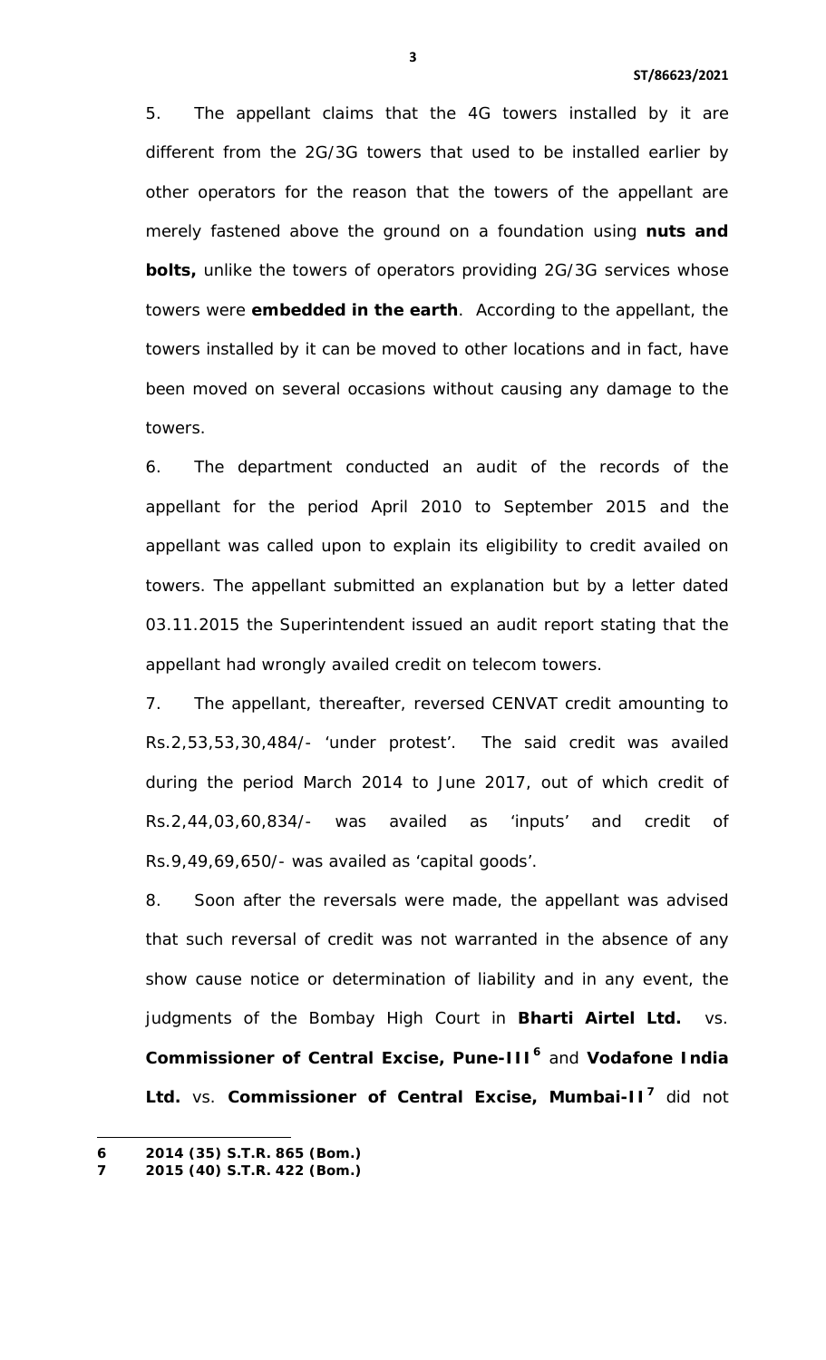5. The appellant claims that the 4G towers installed by it are different from the 2G/3G towers that used to be installed earlier by other operators for the reason that the towers of the appellant are merely fastened above the ground on a foundation using **nuts and bolts,** unlike the towers of operators providing 2G/3G services whose towers were **embedded in the earth**. According to the appellant, the towers installed by it can be moved to other locations and in fact, have been moved on several occasions without causing any damage to the towers.

6. The department conducted an audit of the records of the appellant for the period April 2010 to September 2015 and the appellant was called upon to explain its eligibility to credit availed on towers. The appellant submitted an explanation but by a letter dated 03.11.2015 the Superintendent issued an audit report stating that the appellant had wrongly availed credit on telecom towers.

7. The appellant, thereafter, reversed CENVAT credit amounting to Rs.2,53,53,30,484/- 'under protest'. The said credit was availed during the period March 2014 to June 2017, out of which credit of Rs.2,44,03,60,834/- was availed as 'inputs' and credit of Rs.9,49,69,650/- was availed as 'capital goods'.

8. Soon after the reversals were made, the appellant was advised that such reversal of credit was not warranted in the absence of any show cause notice or determination of liability and in any event, the judgments of the Bombay High Court in **Bharti Airtel Ltd.** vs. **Commissioner of Central Excise, Pune-III**[6] and **Vodafone India Ltd.** vs. **Commissioner of Central Excise, Mumbai-II**[7] did not

---

**6** **2014 (35) S.T.R. 865 (Bom.)**

**7** **2015 (40) S.T.R. 422 (Bom.)**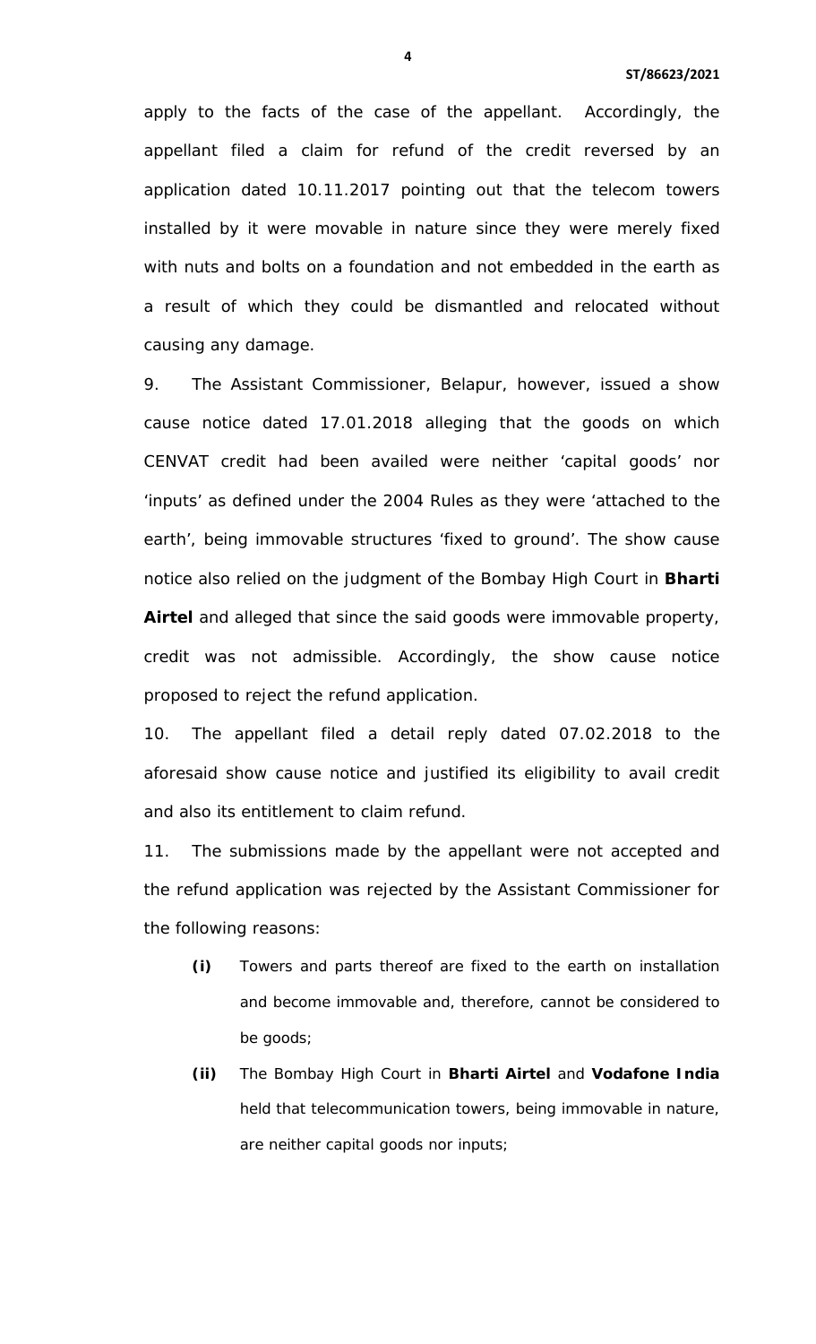apply to the facts of the case of the appellant. Accordingly, the appellant filed a claim for refund of the credit reversed by an application dated 10.11.2017 pointing out that the telecom towers installed by it were movable in nature since they were merely fixed with nuts and bolts on a foundation and not embedded in the earth as a result of which they could be dismantled and relocated without causing any damage.

9. The Assistant Commissioner, Belapur, however, issued a show cause notice dated 17.01.2018 alleging that the goods on which CENVAT credit had been availed were neither 'capital goods' nor 'inputs' as defined under the 2004 Rules as they were 'attached to the earth', being immovable structures 'fixed to ground'. The show cause notice also relied on the judgment of the Bombay High Court in **Bharti Airtel** and alleged that since the said goods were immovable property, credit was not admissible. Accordingly, the show cause notice proposed to reject the refund application.

10. The appellant filed a detail reply dated 07.02.2018 to the aforesaid show cause notice and justified its eligibility to avail credit and also its entitlement to claim refund.

11. The submissions made by the appellant were not accepted and the refund application was rejected by the Assistant Commissioner for the following reasons:

- **(i)** Towers and parts thereof are fixed to the earth on installation and become immovable and, therefore, cannot be considered to be goods;
- **(ii)** The Bombay High Court in **Bharti Airtel** and **Vodafone India** held that telecommunication towers, being immovable in nature, are neither capital goods nor inputs;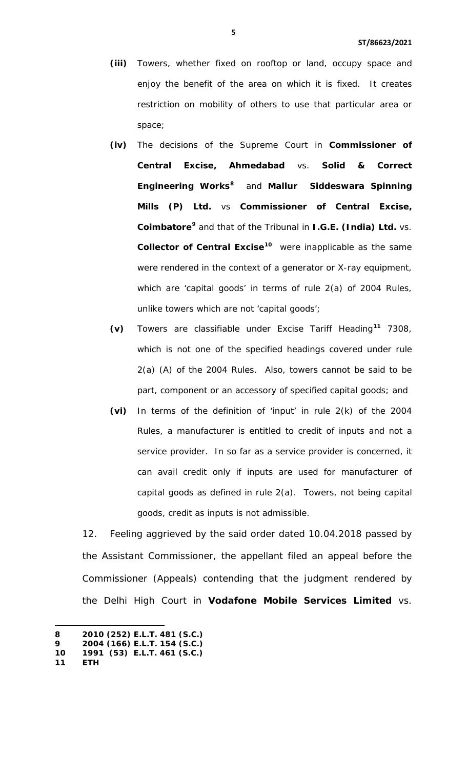**(iii)** Towers, whether fixed on rooftop or land, occupy space and enjoy the benefit of the area on which it is fixed. It creates restriction on mobility of others to use that particular area or space;

**(iv)** The decisions of the Supreme Court in **Commissioner of Central Excise, Ahmedabad** vs. **Solid & Correct Engineering Works**[8] and **Mallur Siddeswara Spinning Mills (P) Ltd.** vs **Commissioner of Central Excise, Coimbatore**[9] and that of the Tribunal in **I.G.E. (India) Ltd.** vs. **Collector of Central Excise**[10] were inapplicable as the same were rendered in the context of a generator or X-ray equipment, which are 'capital goods' in terms of rule 2(a) of 2004 Rules, unlike towers which are not 'capital goods';

**(v)** Towers are classifiable under Excise Tariff Heading[11] 7308, which is not one of the specified headings covered under rule 2(a) (A) of the 2004 Rules. Also, towers cannot be said to be part, component or an accessory of specified capital goods; and

**(vi)** In terms of the definition of 'input' in rule 2(k) of the 2004 Rules, a manufacturer is entitled to credit of inputs and not a service provider. In so far as a service provider is concerned, it can avail credit only if inputs are used for manufacturer of capital goods as defined in rule 2(a). Towers, not being capital goods, credit as inputs is not admissible.

12. Feeling aggrieved by the said order dated 10.04.2018 passed by the Assistant Commissioner, the appellant filed an appeal before the Commissioner (Appeals) contending that the judgment rendered by the Delhi High Court in **Vodafone Mobile Services Limited** vs.

---

**8 2010 (252) E.L.T. 481 (S.C.)**
**9 2004 (166) E.L.T. 154 (S.C.)**
**10 1991 (53) E.L.T. 461 (S.C.)**
**11 ETH**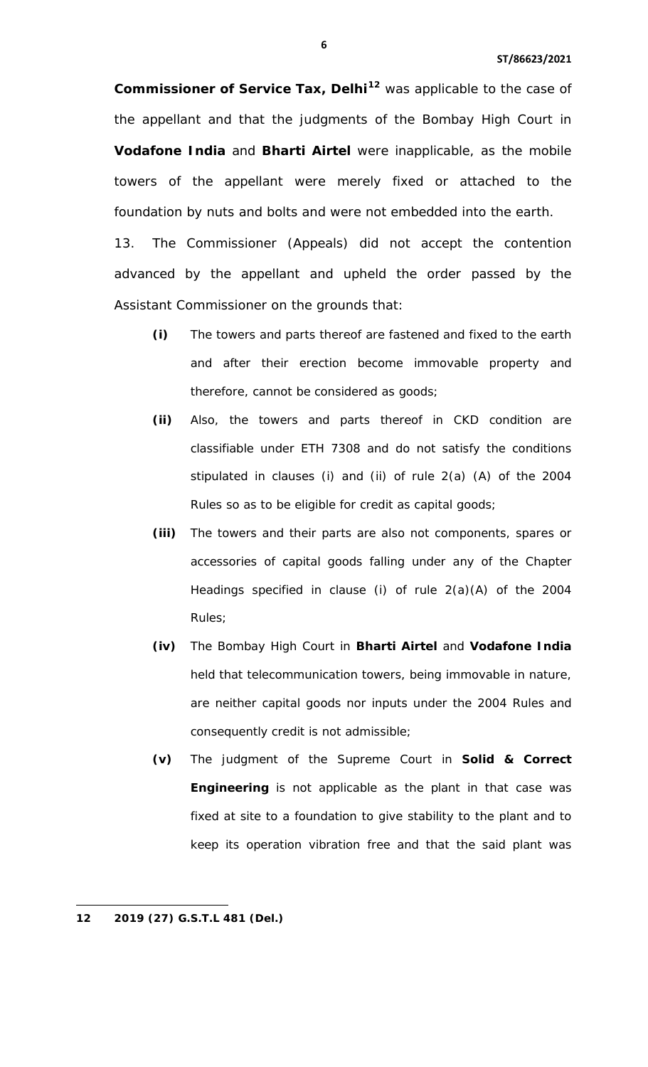**Commissioner of Service Tax, Delhi**[12] was applicable to the case of the appellant and that the judgments of the Bombay High Court in **Vodafone India** and **Bharti Airtel** were inapplicable, as the mobile towers of the appellant were merely fixed or attached to the foundation by nuts and bolts and were not embedded into the earth.

13. The Commissioner (Appeals) did not accept the contention advanced by the appellant and upheld the order passed by the Assistant Commissioner on the grounds that:

- **(i)** The towers and parts thereof are fastened and fixed to the earth and after their erection become immovable property and therefore, cannot be considered as goods;
- **(ii)** Also, the towers and parts thereof in CKD condition are classifiable under ETH 7308 and do not satisfy the conditions stipulated in clauses (i) and (ii) of rule 2(a) (A) of the 2004 Rules so as to be eligible for credit as capital goods;
- **(iii)** The towers and their parts are also not components, spares or accessories of capital goods falling under any of the Chapter Headings specified in clause (i) of rule 2(a)(A) of the 2004 Rules;
- **(iv)** The Bombay High Court in **Bharti Airtel** and **Vodafone India** held that telecommunication towers, being immovable in nature, are neither capital goods nor inputs under the 2004 Rules and consequently credit is not admissible;
- **(v)** The judgment of the Supreme Court in **Solid & Correct Engineering** is not applicable as the plant in that case was fixed at site to a foundation to give stability to the plant and to keep its operation vibration free and that the said plant was

---

**12** **2019 (27) G.S.T.L 481 (Del.)**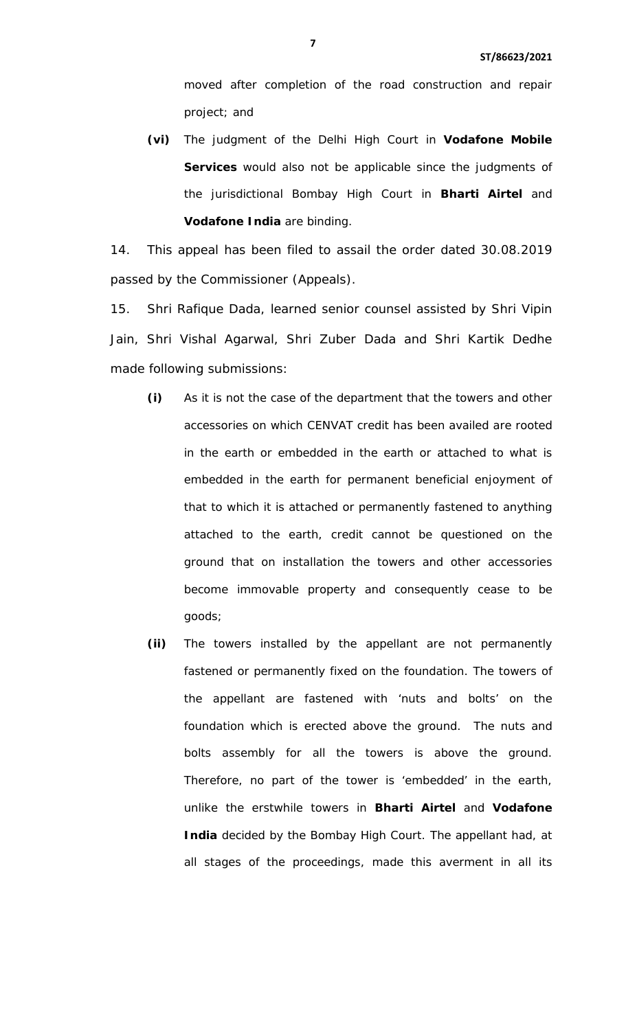moved after completion of the road construction and repair project; and

**(vi)** The judgment of the Delhi High Court in **Vodafone Mobile Services** would also not be applicable since the judgments of the jurisdictional Bombay High Court in **Bharti Airtel** and **Vodafone India** are binding.

14. This appeal has been filed to assail the order dated 30.08.2019 passed by the Commissioner (Appeals).

15. Shri Rafique Dada, learned senior counsel assisted by Shri Vipin Jain, Shri Vishal Agarwal, Shri Zuber Dada and Shri Kartik Dedhe made following submissions:

**(i)** As it is not the case of the department that the towers and other accessories on which CENVAT credit has been availed are rooted in the earth or embedded in the earth or attached to what is embedded in the earth for permanent beneficial enjoyment of that to which it is attached or permanently fastened to anything attached to the earth, credit cannot be questioned on the ground that on installation the towers and other accessories become immovable property and consequently cease to be goods;

**(ii)** The towers installed by the appellant are not permanently fastened or permanently fixed on the foundation. The towers of the appellant are fastened with 'nuts and bolts' on the foundation which is erected above the ground. The nuts and bolts assembly for all the towers is above the ground. Therefore, no part of the tower is 'embedded' in the earth, unlike the erstwhile towers in **Bharti Airtel** and **Vodafone India** decided by the Bombay High Court. The appellant had, at all stages of the proceedings, made this averment in all its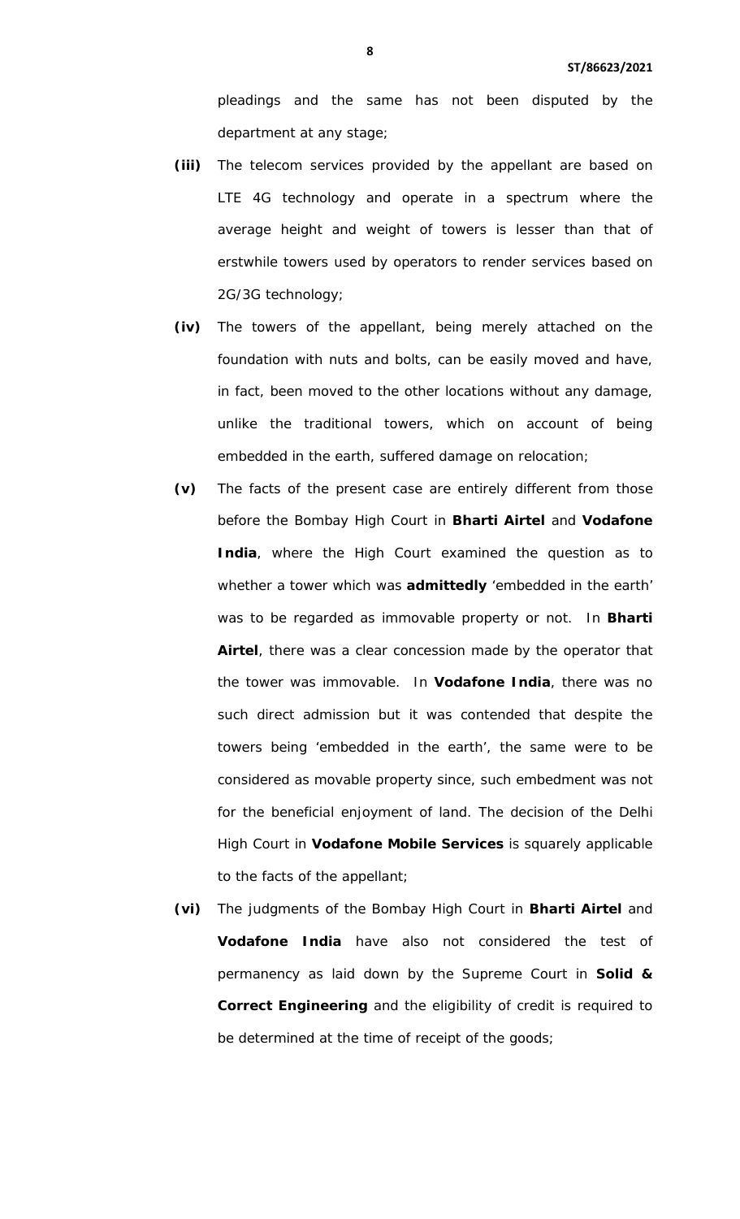pleadings and the same has not been disputed by the department at any stage;

**(iii)** The telecom services provided by the appellant are based on LTE 4G technology and operate in a spectrum where the average height and weight of towers is lesser than that of erstwhile towers used by operators to render services based on 2G/3G technology;

**(iv)** The towers of the appellant, being merely attached on the foundation with nuts and bolts, can be easily moved and have, in fact, been moved to the other locations without any damage, unlike the traditional towers, which on account of being embedded in the earth, suffered damage on relocation;

**(v)** The facts of the present case are entirely different from those before the Bombay High Court in **Bharti Airtel** and **Vodafone India**, where the High Court examined the question as to whether a tower which was **admittedly** 'embedded in the earth' was to be regarded as immovable property or not. In **Bharti Airtel**, there was a clear concession made by the operator that the tower was immovable. In **Vodafone India**, there was no such direct admission but it was contended that despite the towers being 'embedded in the earth', the same were to be considered as movable property since, such embedment was not for the beneficial enjoyment of land. The decision of the Delhi High Court in **Vodafone Mobile Services** is squarely applicable to the facts of the appellant;

**(vi)** The judgments of the Bombay High Court in **Bharti Airtel** and **Vodafone India** have also not considered the test of permanency as laid down by the Supreme Court in **Solid & Correct Engineering** and the eligibility of credit is required to be determined at the time of receipt of the goods;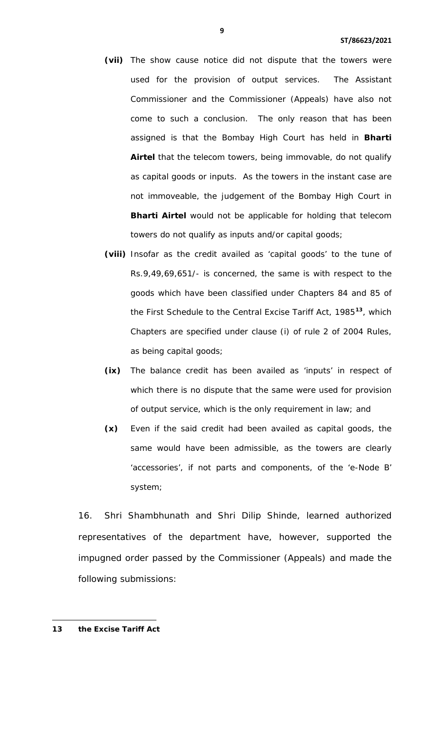**(vii)** The show cause notice did not dispute that the towers were used for the provision of output services. The Assistant Commissioner and the Commissioner (Appeals) have also not come to such a conclusion. The only reason that has been assigned is that the Bombay High Court has held in **Bharti Airtel** that the telecom towers, being immovable, do not qualify as capital goods or inputs. As the towers in the instant case are not immoveable, the judgement of the Bombay High Court in **Bharti Airtel** would not be applicable for holding that telecom towers do not qualify as inputs and/or capital goods;

**(viii)** Insofar as the credit availed as 'capital goods' to the tune of Rs.9,49,69,651/- is concerned, the same is with respect to the goods which have been classified under Chapters 84 and 85 of the First Schedule to the Central Excise Tariff Act, 1985[13], which Chapters are specified under clause (i) of rule 2 of 2004 Rules, as being capital goods;

**(ix)** The balance credit has been availed as 'inputs' in respect of which there is no dispute that the same were used for provision of output service, which is the only requirement in law; and

**(x)** Even if the said credit had been availed as capital goods, the same would have been admissible, as the towers are clearly 'accessories', if not parts and components, of the 'e-Node B' system;

16. Shri Shambhunath and Shri Dilip Shinde, learned authorized representatives of the department have, however, supported the impugned order passed by the Commissioner (Appeals) and made the following submissions:

---

**13 the Excise Tariff Act**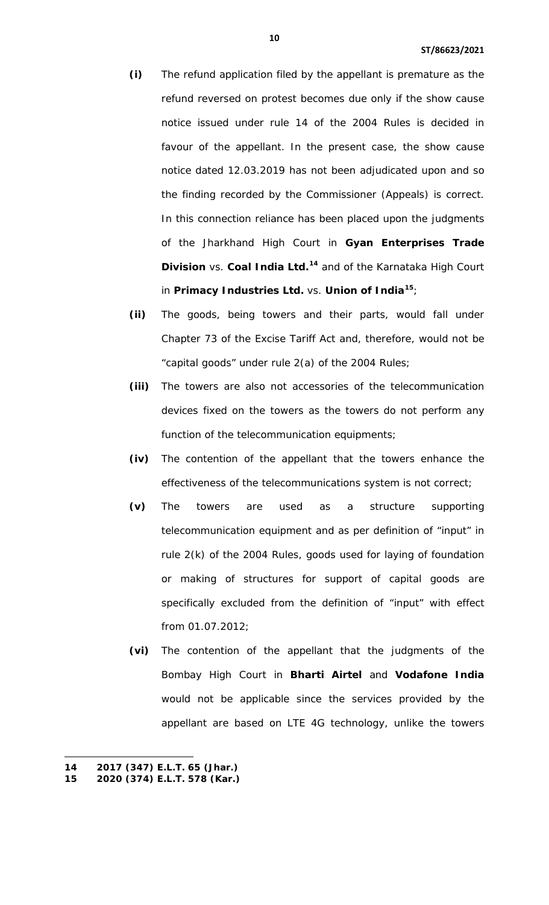**(i)** The refund application filed by the appellant is premature as the refund reversed on protest becomes due only if the show cause notice issued under rule 14 of the 2004 Rules is decided in favour of the appellant. In the present case, the show cause notice dated 12.03.2019 has not been adjudicated upon and so the finding recorded by the Commissioner (Appeals) is correct. In this connection reliance has been placed upon the judgments of the Jharkhand High Court in **Gyan Enterprises Trade Division** vs. **Coal India Ltd.**[14] and of the Karnataka High Court in **Primacy Industries Ltd.** vs. **Union of India**[15];

**(ii)** The goods, being towers and their parts, would fall under Chapter 73 of the Excise Tariff Act and, therefore, would not be "capital goods" under rule 2(a) of the 2004 Rules;

**(iii)** The towers are also not accessories of the telecommunication devices fixed on the towers as the towers do not perform any function of the telecommunication equipments;

**(iv)** The contention of the appellant that the towers enhance the effectiveness of the telecommunications system is not correct;

**(v)** The towers are used as a structure supporting telecommunication equipment and as per definition of "input" in rule 2(k) of the 2004 Rules, goods used for laying of foundation or making of structures for support of capital goods are specifically excluded from the definition of "input" with effect from 01.07.2012;

**(vi)** The contention of the appellant that the judgments of the Bombay High Court in **Bharti Airtel** and **Vodafone India** would not be applicable since the services provided by the appellant are based on LTE 4G technology, unlike the towers

---

**14** **2017 (347) E.L.T. 65 (Jhar.)**

**15** **2020 (374) E.L.T. 578 (Kar.)**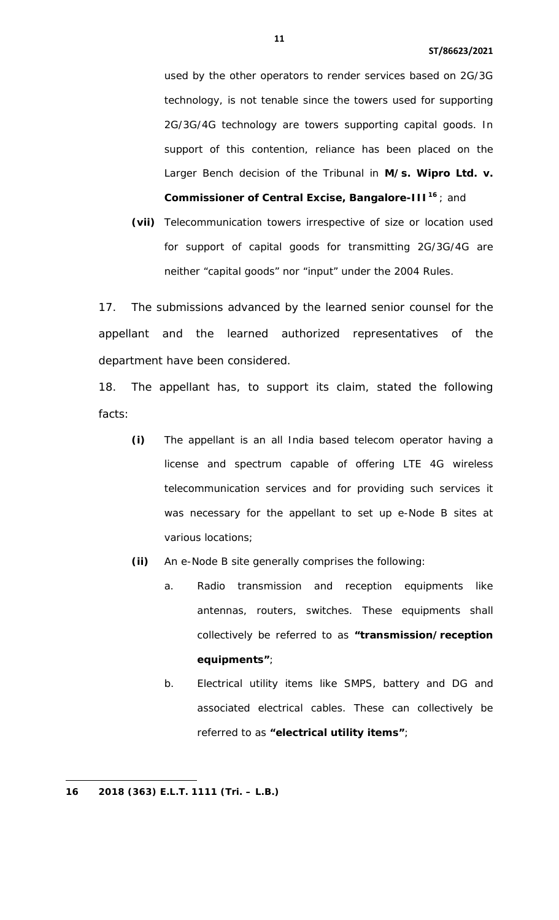used by the other operators to render services based on 2G/3G technology, is not tenable since the towers used for supporting 2G/3G/4G technology are towers supporting capital goods. In support of this contention, reliance has been placed on the Larger Bench decision of the Tribunal in **M/s. Wipro Ltd. v. Commissioner of Central Excise, Bangalore-III**[16]; and

**(vii)** Telecommunication towers irrespective of size or location used for support of capital goods for transmitting 2G/3G/4G are neither "capital goods" nor "input" under the 2004 Rules.

17. The submissions advanced by the learned senior counsel for the appellant and the learned authorized representatives of the department have been considered.

18. The appellant has, to support its claim, stated the following facts:

**(i)** The appellant is an all India based telecom operator having a license and spectrum capable of offering LTE 4G wireless telecommunication services and for providing such services it was necessary for the appellant to set up e-Node B sites at various locations;

**(ii)** An e-Node B site generally comprises the following:

a. Radio transmission and reception equipments like antennas, routers, switches. These equipments shall collectively be referred to as **"transmission/reception equipments"**;

b. Electrical utility items like SMPS, battery and DG and associated electrical cables. These can collectively be referred to as **"electrical utility items"**;

---

**16 2018 (363) E.L.T. 1111 (Tri. – L.B.)**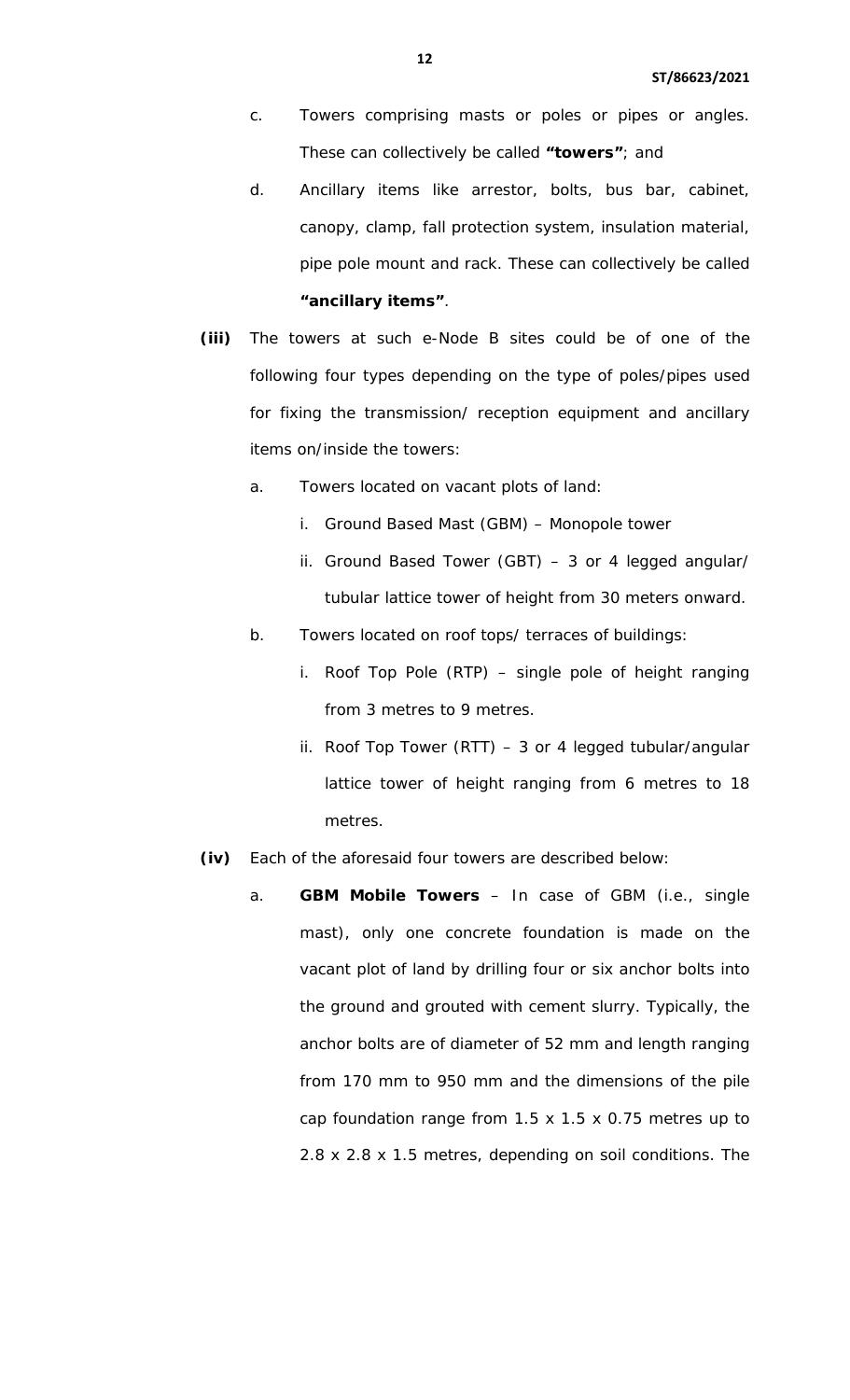c. Towers comprising masts or poles or pipes or angles. These can collectively be called **"towers"**; and

d. Ancillary items like arrestor, bolts, bus bar, cabinet, canopy, clamp, fall protection system, insulation material, pipe pole mount and rack. These can collectively be called **"ancillary items"**.

**(iii)** The towers at such e-Node B sites could be of one of the following four types depending on the type of poles/pipes used for fixing the transmission/ reception equipment and ancillary items on/inside the towers:

a. Towers located on vacant plots of land:

   i. Ground Based Mast (GBM) – Monopole tower

   ii. Ground Based Tower (GBT) – 3 or 4 legged angular/ tubular lattice tower of height from 30 meters onward.

b. Towers located on roof tops/ terraces of buildings:

   i. Roof Top Pole (RTP) – single pole of height ranging from 3 metres to 9 metres.

   ii. Roof Top Tower (RTT) – 3 or 4 legged tubular/angular lattice tower of height ranging from 6 metres to 18 metres.

**(iv)** Each of the aforesaid four towers are described below:

a. **GBM Mobile Towers** – In case of GBM (i.e., single mast), only one concrete foundation is made on the vacant plot of land by drilling four or six anchor bolts into the ground and grouted with cement slurry. Typically, the anchor bolts are of diameter of 52 mm and length ranging from 170 mm to 950 mm and the dimensions of the pile cap foundation range from 1.5 x 1.5 x 0.75 metres up to 2.8 x 2.8 x 1.5 metres, depending on soil conditions. The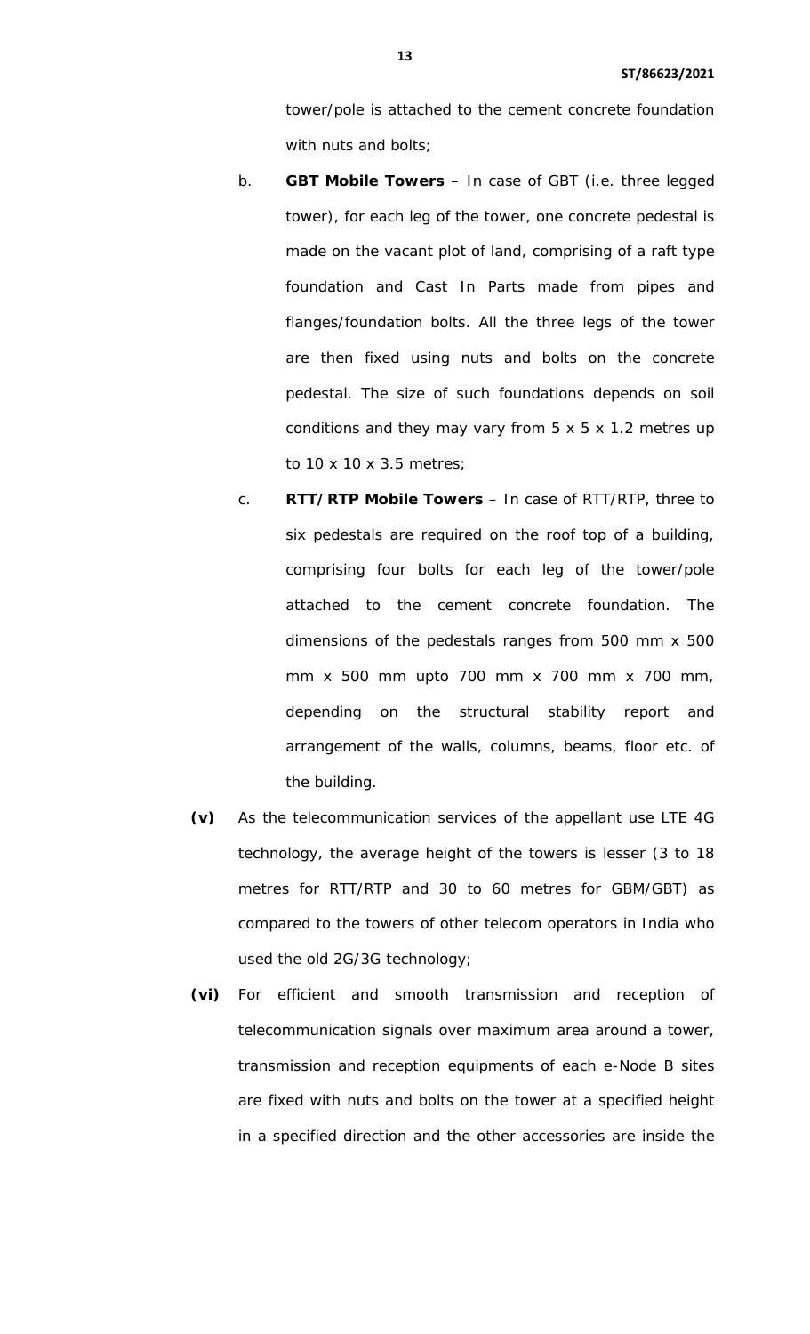tower/pole is attached to the cement concrete foundation with nuts and bolts;

b. **GBT Mobile Towers** – In case of GBT (i.e. three legged tower), for each leg of the tower, one concrete pedestal is made on the vacant plot of land, comprising of a raft type foundation and Cast In Parts made from pipes and flanges/foundation bolts. All the three legs of the tower are then fixed using nuts and bolts on the concrete pedestal. The size of such foundations depends on soil conditions and they may vary from 5 x 5 x 1.2 metres up to 10 x 10 x 3.5 metres;

c. **RTT/RTP Mobile Towers** – In case of RTT/RTP, three to six pedestals are required on the roof top of a building, comprising four bolts for each leg of the tower/pole attached to the cement concrete foundation. The dimensions of the pedestals ranges from 500 mm x 500 mm x 500 mm upto 700 mm x 700 mm x 700 mm, depending on the structural stability report and arrangement of the walls, columns, beams, floor etc. of the building.

**(v)** As the telecommunication services of the appellant use LTE 4G technology, the average height of the towers is lesser (3 to 18 metres for RTT/RTP and 30 to 60 metres for GBM/GBT) as compared to the towers of other telecom operators in India who used the old 2G/3G technology;

**(vi)** For efficient and smooth transmission and reception of telecommunication signals over maximum area around a tower, transmission and reception equipments of each e-Node B sites are fixed with nuts and bolts on the tower at a specified height in a specified direction and the other accessories are inside the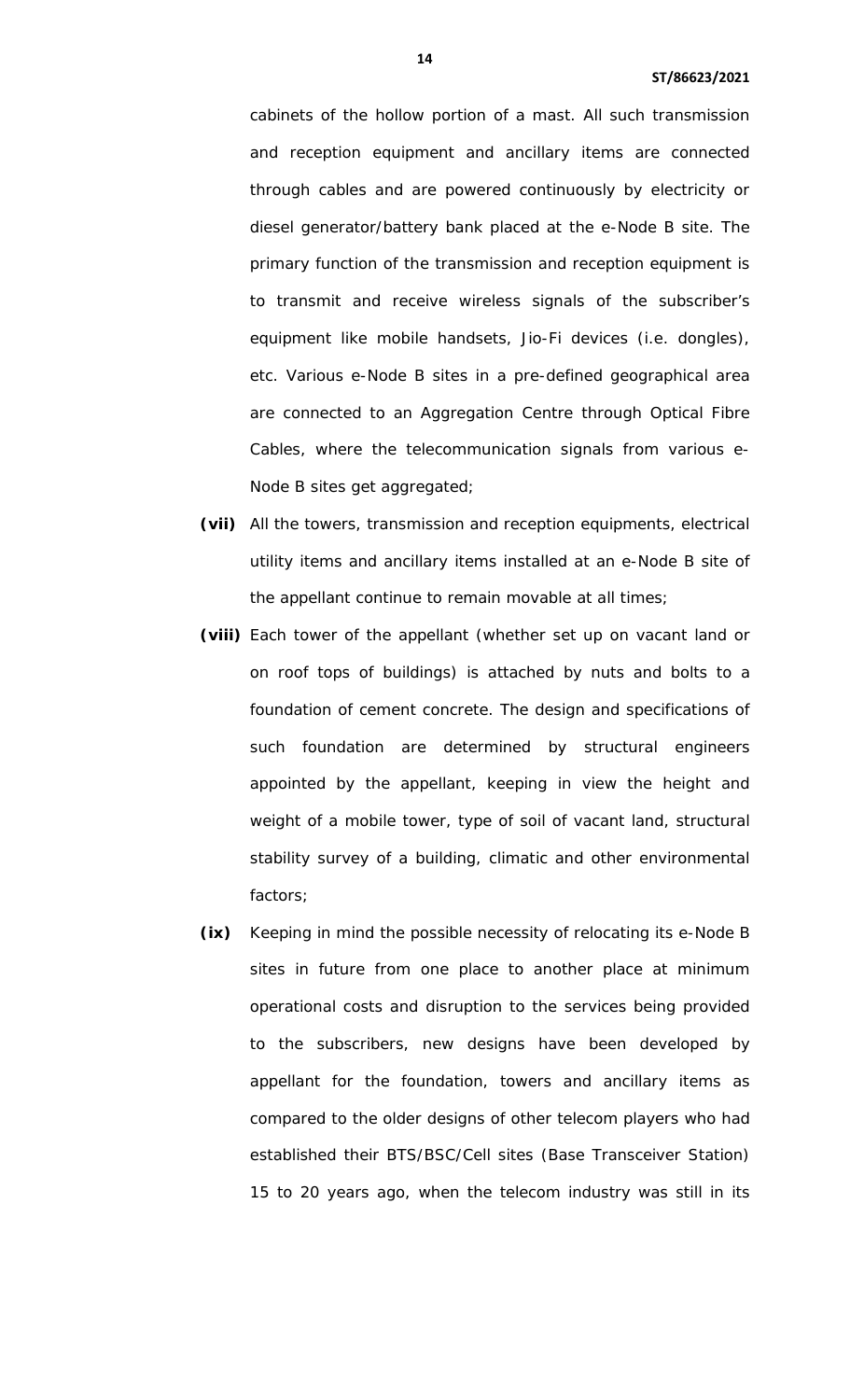cabinets of the hollow portion of a mast. All such transmission and reception equipment and ancillary items are connected through cables and are powered continuously by electricity or diesel generator/battery bank placed at the e-Node B site. The primary function of the transmission and reception equipment is to transmit and receive wireless signals of the subscriber's equipment like mobile handsets, Jio-Fi devices (i.e. dongles), etc. Various e-Node B sites in a pre-defined geographical area are connected to an Aggregation Centre through Optical Fibre Cables, where the telecommunication signals from various e-Node B sites get aggregated;

**(vii)** All the towers, transmission and reception equipments, electrical utility items and ancillary items installed at an e-Node B site of the appellant continue to remain movable at all times;

**(viii)** Each tower of the appellant (whether set up on vacant land or on roof tops of buildings) is attached by nuts and bolts to a foundation of cement concrete. The design and specifications of such foundation are determined by structural engineers appointed by the appellant, keeping in view the height and weight of a mobile tower, type of soil of vacant land, structural stability survey of a building, climatic and other environmental factors;

**(ix)** Keeping in mind the possible necessity of relocating its e-Node B sites in future from one place to another place at minimum operational costs and disruption to the services being provided to the subscribers, new designs have been developed by appellant for the foundation, towers and ancillary items as compared to the older designs of other telecom players who had established their BTS/BSC/Cell sites (Base Transceiver Station) 15 to 20 years ago, when the telecom industry was still in its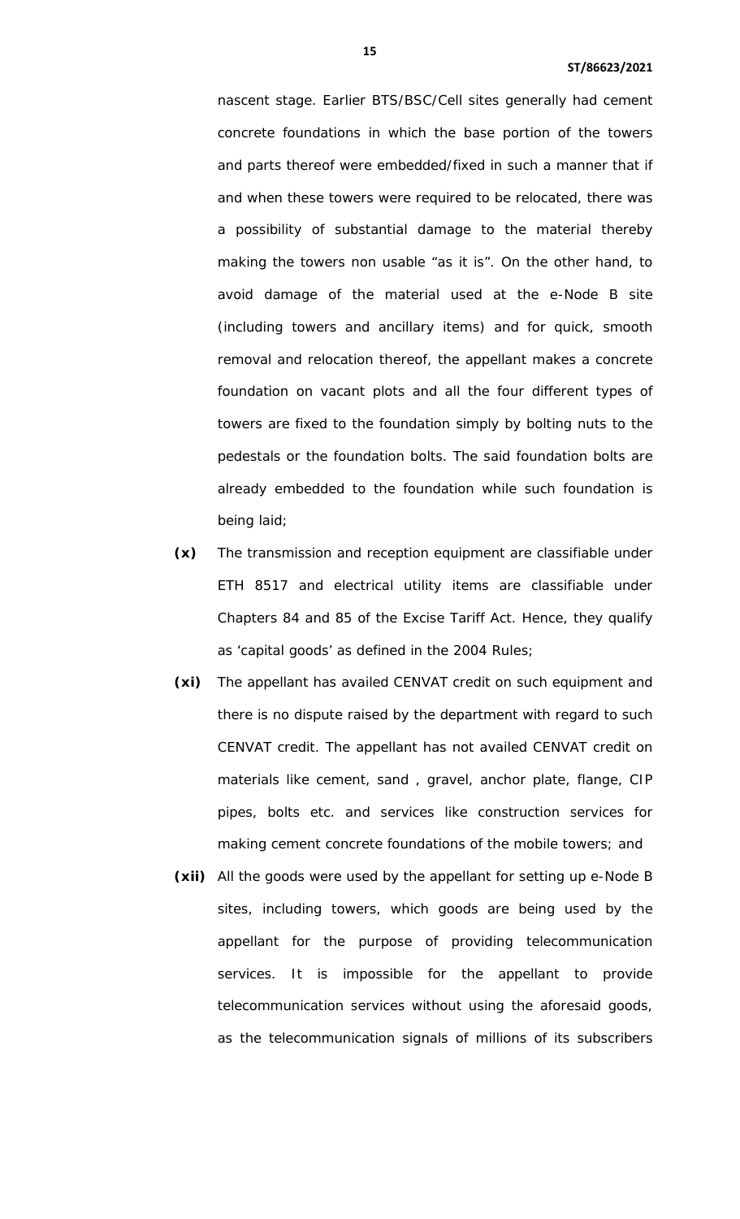nascent stage. Earlier BTS/BSC/Cell sites generally had cement concrete foundations in which the base portion of the towers and parts thereof were embedded/fixed in such a manner that if and when these towers were required to be relocated, there was a possibility of substantial damage to the material thereby making the towers non usable "as it is". On the other hand, to avoid damage of the material used at the e-Node B site (including towers and ancillary items) and for quick, smooth removal and relocation thereof, the appellant makes a concrete foundation on vacant plots and all the four different types of towers are fixed to the foundation simply by bolting nuts to the pedestals or the foundation bolts. The said foundation bolts are already embedded to the foundation while such foundation is being laid;

**(x)** The transmission and reception equipment are classifiable under ETH 8517 and electrical utility items are classifiable under Chapters 84 and 85 of the Excise Tariff Act. Hence, they qualify as 'capital goods' as defined in the 2004 Rules;

**(xi)** The appellant has availed CENVAT credit on such equipment and there is no dispute raised by the department with regard to such CENVAT credit. The appellant has not availed CENVAT credit on materials like cement, sand , gravel, anchor plate, flange, CIP pipes, bolts etc. and services like construction services for making cement concrete foundations of the mobile towers; and

**(xii)** All the goods were used by the appellant for setting up e-Node B sites, including towers, which goods are being used by the appellant for the purpose of providing telecommunication services. It is impossible for the appellant to provide telecommunication services without using the aforesaid goods, as the telecommunication signals of millions of its subscribers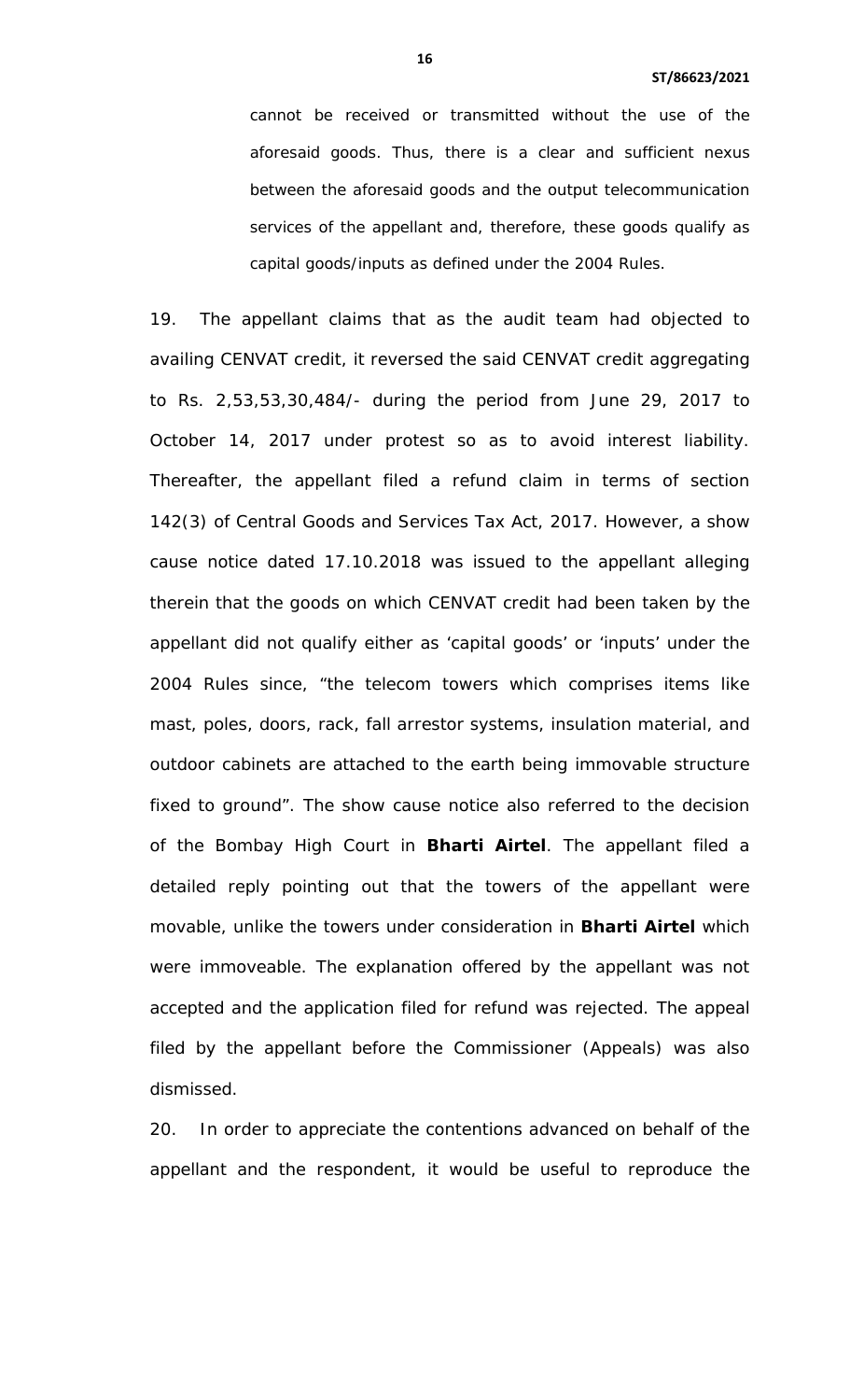> cannot be received or transmitted without the use of the aforesaid goods. Thus, there is a clear and sufficient nexus between the aforesaid goods and the output telecommunication services of the appellant and, therefore, these goods qualify as capital goods/inputs as defined under the 2004 Rules.

19. The appellant claims that as the audit team had objected to availing CENVAT credit, it reversed the said CENVAT credit aggregating to Rs. 2,53,53,30,484/- during the period from June 29, 2017 to October 14, 2017 under protest so as to avoid interest liability. Thereafter, the appellant filed a refund claim in terms of section 142(3) of Central Goods and Services Tax Act, 2017. However, a show cause notice dated 17.10.2018 was issued to the appellant alleging therein that the goods on which CENVAT credit had been taken by the appellant did not qualify either as 'capital goods' or 'inputs' under the 2004 Rules since, "the telecom towers which comprises items like mast, poles, doors, rack, fall arrestor systems, insulation material, and outdoor cabinets are attached to the earth being immovable structure fixed to ground". The show cause notice also referred to the decision of the Bombay High Court in **Bharti Airtel**. The appellant filed a detailed reply pointing out that the towers of the appellant were movable, unlike the towers under consideration in **Bharti Airtel** which were immoveable. The explanation offered by the appellant was not accepted and the application filed for refund was rejected. The appeal filed by the appellant before the Commissioner (Appeals) was also dismissed.

20. In order to appreciate the contentions advanced on behalf of the appellant and the respondent, it would be useful to reproduce the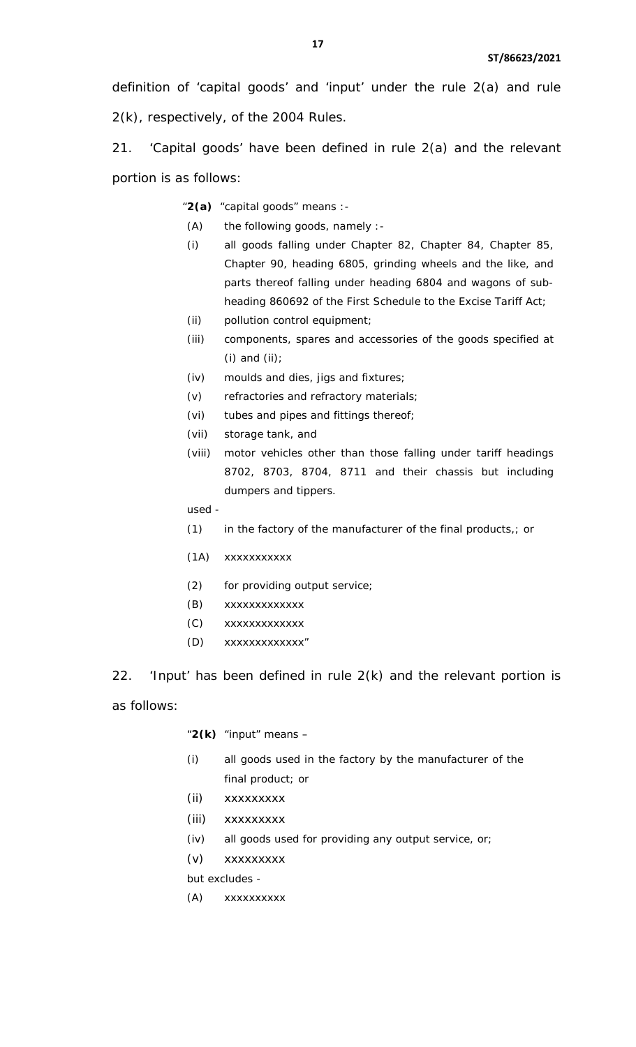definition of 'capital goods' and 'input' under the rule 2(a) and rule 2(k), respectively, of the 2004 Rules.

21. 'Capital goods' have been defined in rule 2(a) and the relevant portion is as follows:

> "**2(a)** "capital goods" means :-
>
> (A) the following goods, namely :-
>
> (i) all goods falling under Chapter 82, Chapter 84, Chapter 85, Chapter 90, heading 6805, grinding wheels and the like, and parts thereof falling under heading 6804 and wagons of sub-heading 860692 of the First Schedule to the Excise Tariff Act;
>
> (ii) pollution control equipment;
>
> (iii) components, spares and accessories of the goods specified at (i) and (ii);
>
> (iv) moulds and dies, jigs and fixtures;
>
> (v) refractories and refractory materials;
>
> (vi) tubes and pipes and fittings thereof;
>
> (vii) storage tank, and
>
> (viii) motor vehicles other than those falling under tariff headings 8702, 8703, 8704, 8711 and their chassis but including dumpers and tippers.
>
> used -
>
> (1) in the factory of the manufacturer of the final products,; or
>
> (1A) xxxxxxxxxxx
>
> (2) for providing output service;
>
> (B) xxxxxxxxxxxxx
>
> (C) xxxxxxxxxxxxx
>
> (D) xxxxxxxxxxxxx"

22. 'Input' has been defined in rule 2(k) and the relevant portion is as follows:

> "**2(k)** "input" means –
>
> (i) all goods used in the factory by the manufacturer of the final product; or
>
> (ii) xxxxxxxxx
>
> (iii) xxxxxxxxx
>
> (iv) all goods used for providing any output service, or;
>
> (v) xxxxxxxxx
>
> but excludes -
>
> (A) xxxxxxxxxx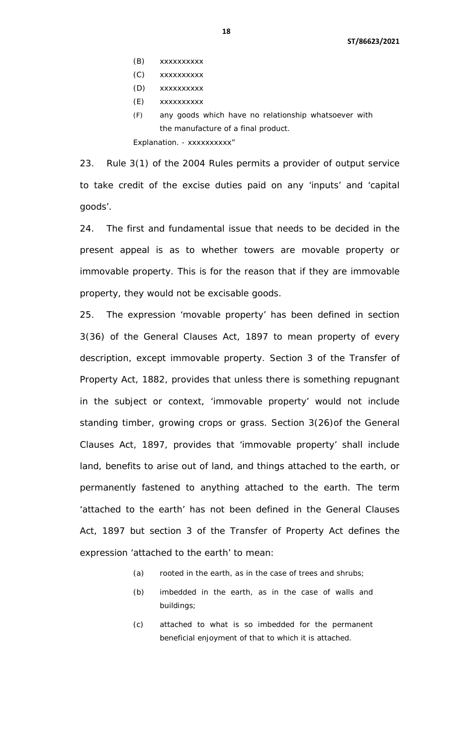(B) xxxxxxxxxx

(C) xxxxxxxxxx

(D) xxxxxxxxxx

(E) xxxxxxxxxx

(F) any goods which have no relationship whatsoever with the manufacture of a final product.

Explanation. - xxxxxxxxxx"

23. Rule 3(1) of the 2004 Rules permits a provider of output service to take credit of the excise duties paid on any 'inputs' and 'capital goods'.

24. The first and fundamental issue that needs to be decided in the present appeal is as to whether towers are movable property or immovable property. This is for the reason that if they are immovable property, they would not be excisable goods.

25. The expression 'movable property' has been defined in section 3(36) of the General Clauses Act, 1897 to mean property of every description, except immovable property. Section 3 of the Transfer of Property Act, 1882, provides that unless there is something repugnant in the subject or context, 'immovable property' would not include standing timber, growing crops or grass. Section 3(26)of the General Clauses Act, 1897, provides that 'immovable property' shall include land, benefits to arise out of land, and things attached to the earth, or permanently fastened to anything attached to the earth. The term 'attached to the earth' has not been defined in the General Clauses Act, 1897 but section 3 of the Transfer of Property Act defines the expression 'attached to the earth' to mean:

(a) rooted in the earth, as in the case of trees and shrubs;

(b) imbedded in the earth, as in the case of walls and buildings;

(c) attached to what is so imbedded for the permanent beneficial enjoyment of that to which it is attached.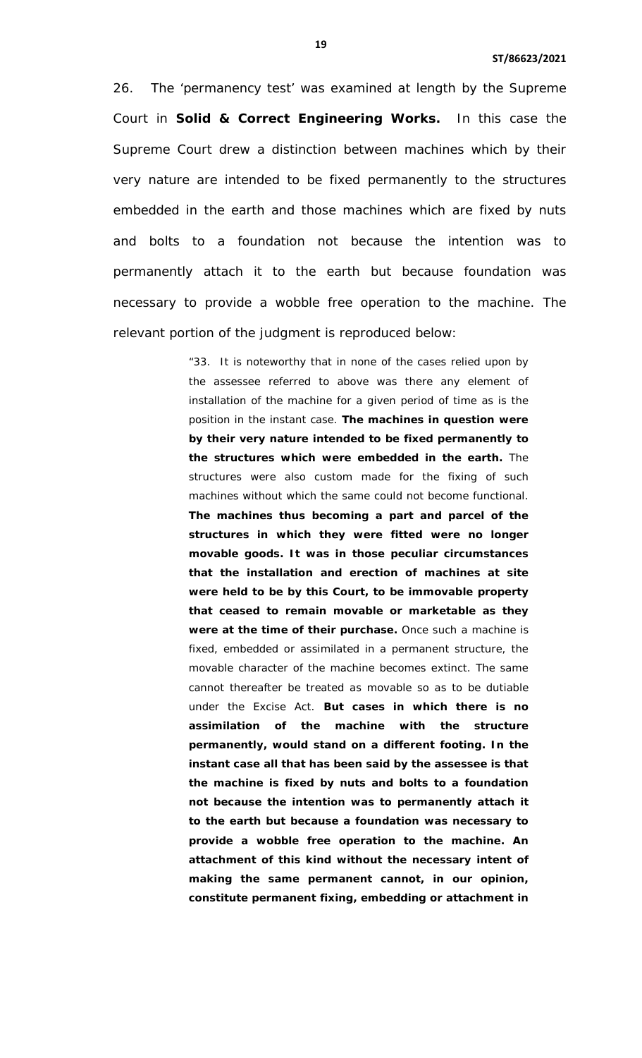26. The 'permanency test' was examined at length by the Supreme Court in **Solid & Correct Engineering Works.** In this case the Supreme Court drew a distinction between machines which by their very nature are intended to be fixed permanently to the structures embedded in the earth and those machines which are fixed by nuts and bolts to a foundation not because the intention was to permanently attach it to the earth but because foundation was necessary to provide a wobble free operation to the machine. The relevant portion of the judgment is reproduced below:

> "33. It is noteworthy that in none of the cases relied upon by the assessee referred to above was there any element of installation of the machine for a given period of time as is the position in the instant case. **The machines in question were by their very nature intended to be fixed permanently to the structures which were embedded in the earth.** The structures were also custom made for the fixing of such machines without which the same could not become functional. **The machines thus becoming a part and parcel of the structures in which they were fitted were no longer movable goods. It was in those peculiar circumstances that the installation and erection of machines at site were held to be by this Court, to be immovable property that ceased to remain movable or marketable as they were at the time of their purchase.** Once such a machine is fixed, embedded or assimilated in a permanent structure, the movable character of the machine becomes extinct. The same cannot thereafter be treated as movable so as to be dutiable under the Excise Act. **But cases in which there is no assimilation of the machine with the structure permanently, would stand on a different footing. In the instant case all that has been said by the assessee is that the machine is fixed by nuts and bolts to a foundation not because the intention was to permanently attach it to the earth but because a foundation was necessary to provide a wobble free operation to the machine. An attachment of this kind without the necessary intent of making the same permanent cannot, in our opinion, constitute permanent fixing, embedding or attachment in**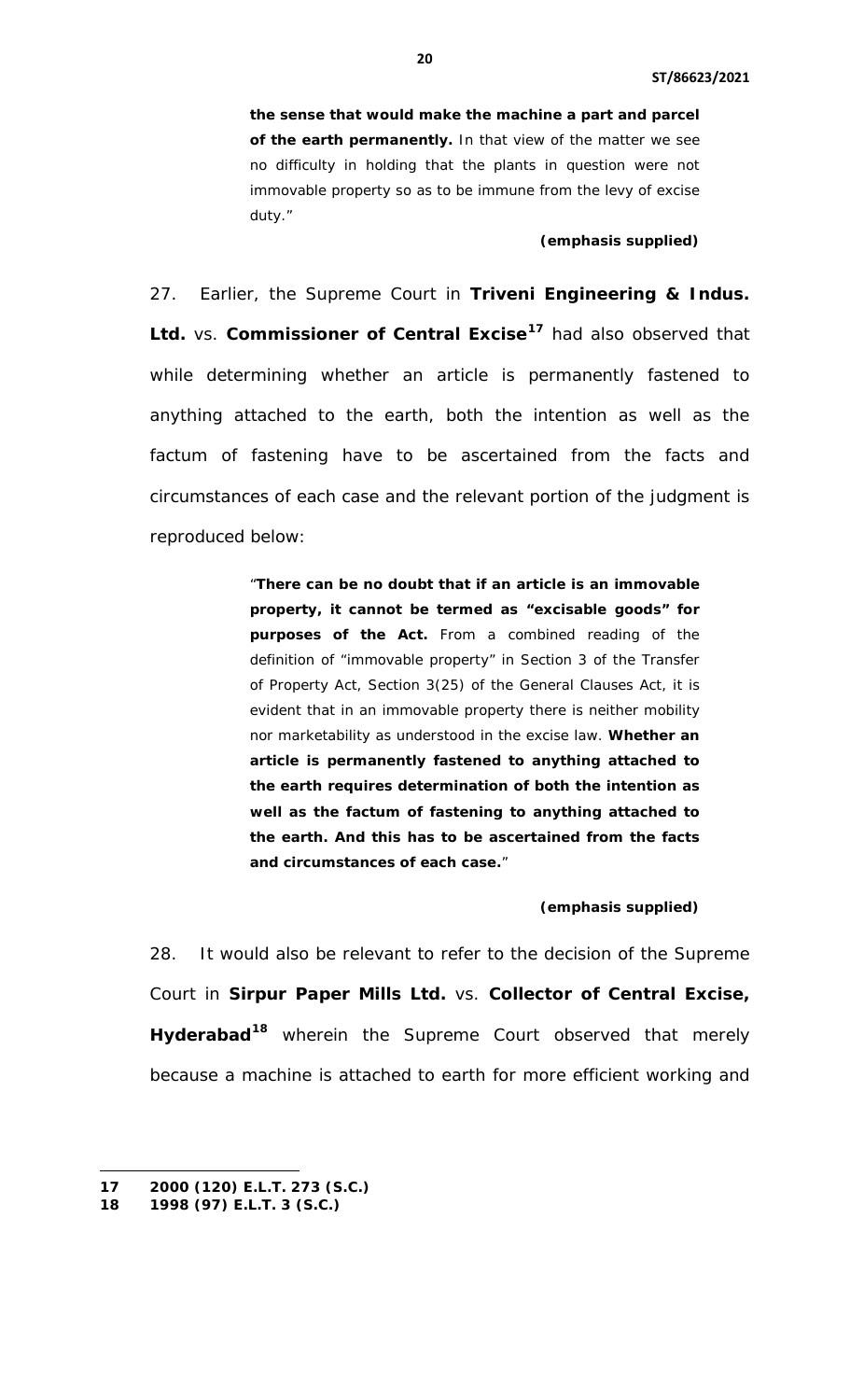> **the sense that would make the machine a part and parcel of the earth permanently.** In that view of the matter we see no difficulty in holding that the plants in question were not immovable property so as to be immune from the levy of excise duty."
>
> **(emphasis supplied)**

27. Earlier, the Supreme Court in **Triveni Engineering & Indus. Ltd.** vs. **Commissioner of Central Excise**[17] had also observed that while determining whether an article is permanently fastened to anything attached to the earth, both the intention as well as the factum of fastening have to be ascertained from the facts and circumstances of each case and the relevant portion of the judgment is reproduced below:

> "**There can be no doubt that if an article is an immovable property, it cannot be termed as "excisable goods" for purposes of the Act.** From a combined reading of the definition of "immovable property" in Section 3 of the Transfer of Property Act, Section 3(25) of the General Clauses Act, it is evident that in an immovable property there is neither mobility nor marketability as understood in the excise law. **Whether an article is permanently fastened to anything attached to the earth requires determination of both the intention as well as the factum of fastening to anything attached to the earth. And this has to be ascertained from the facts and circumstances of each case.**"
>
> **(emphasis supplied)**

28. It would also be relevant to refer to the decision of the Supreme Court in **Sirpur Paper Mills Ltd.** vs. **Collector of Central Excise, Hyderabad**[18] wherein the Supreme Court observed that merely because a machine is attached to earth for more efficient working and

---

**17** **2000 (120) E.L.T. 273 (S.C.)**
**18** **1998 (97) E.L.T. 3 (S.C.)**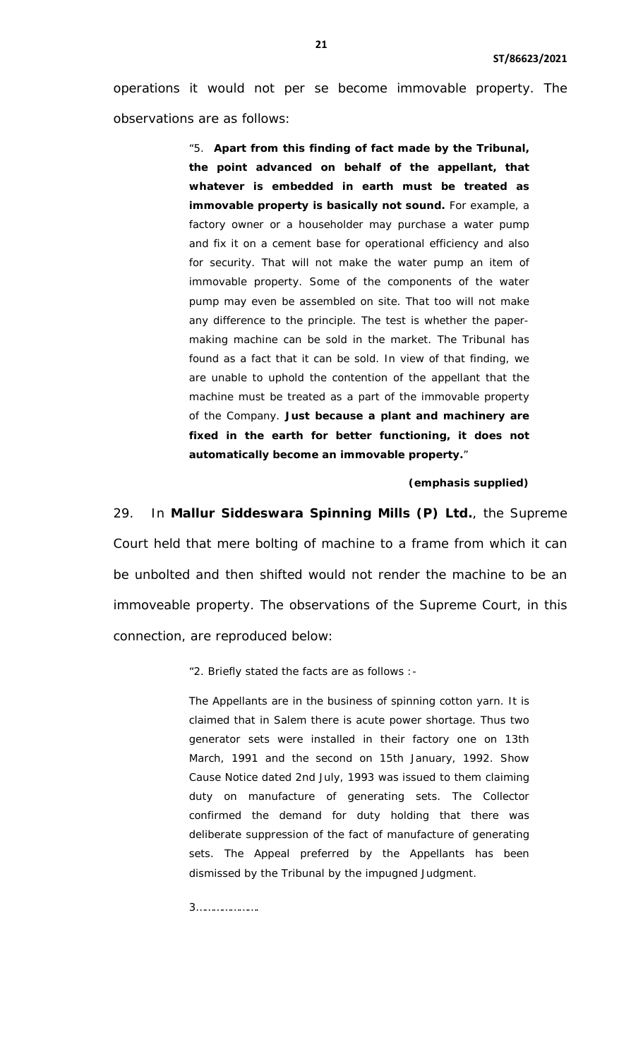operations it would not per se become immovable property. The observations are as follows:

> "5. **Apart from this finding of fact made by the Tribunal, the point advanced on behalf of the appellant, that whatever is embedded in earth must be treated as immovable property is basically not sound.** For example, a factory owner or a householder may purchase a water pump and fix it on a cement base for operational efficiency and also for security. That will not make the water pump an item of immovable property. Some of the components of the water pump may even be assembled on site. That too will not make any difference to the principle. The test is whether the paper-making machine can be sold in the market. The Tribunal has found as a fact that it can be sold. In view of that finding, we are unable to uphold the contention of the appellant that the machine must be treated as a part of the immovable property of the Company. **Just because a plant and machinery are fixed in the earth for better functioning, it does not automatically become an immovable property.**"
>
> **(emphasis supplied)**

29. In **Mallur Siddeswara Spinning Mills (P) Ltd.**, the Supreme Court held that mere bolting of machine to a frame from which it can be unbolted and then shifted would not render the machine to be an immoveable property. The observations of the Supreme Court, in this connection, are reproduced below:

> "2. Briefly stated the facts are as follows :-
>
> The Appellants are in the business of spinning cotton yarn. It is claimed that in Salem there is acute power shortage. Thus two generator sets were installed in their factory one on 13th March, 1991 and the second on 15th January, 1992. Show Cause Notice dated 2nd July, 1993 was issued to them claiming duty on manufacture of generating sets. The Collector confirmed the demand for duty holding that there was deliberate suppression of the fact of manufacture of generating sets. The Appeal preferred by the Appellants has been dismissed by the Tribunal by the impugned Judgment.
>
> 3………………….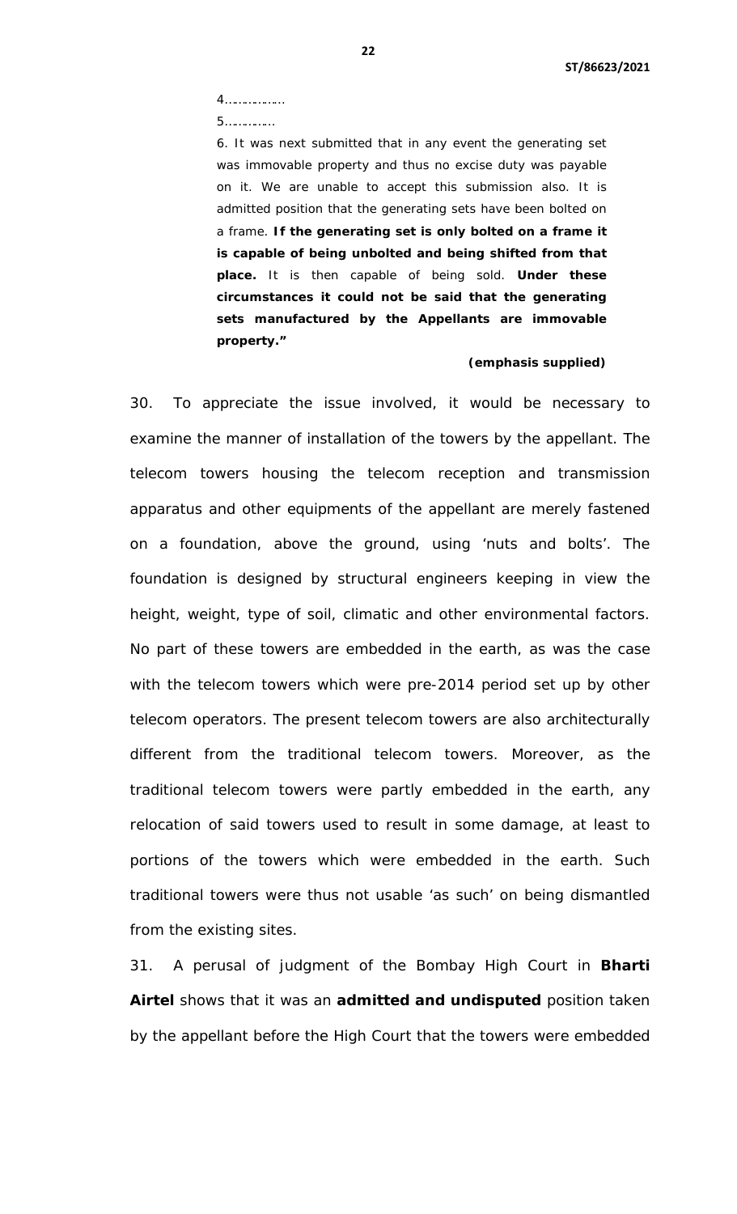> 4………………
>
> 5……………
>
> 6. It was next submitted that in any event the generating set was immovable property and thus no excise duty was payable on it. We are unable to accept this submission also. It is admitted position that the generating sets have been bolted on a frame. **If the generating set is only bolted on a frame it is capable of being unbolted and being shifted from that place.** It is then capable of being sold. **Under these circumstances it could not be said that the generating sets manufactured by the Appellants are immovable property."**
>
> **(emphasis supplied)**

30. To appreciate the issue involved, it would be necessary to examine the manner of installation of the towers by the appellant. The telecom towers housing the telecom reception and transmission apparatus and other equipments of the appellant are merely fastened on a foundation, above the ground, using 'nuts and bolts'. The foundation is designed by structural engineers keeping in view the height, weight, type of soil, climatic and other environmental factors. No part of these towers are embedded in the earth, as was the case with the telecom towers which were pre-2014 period set up by other telecom operators. The present telecom towers are also architecturally different from the traditional telecom towers. Moreover, as the traditional telecom towers were partly embedded in the earth, any relocation of said towers used to result in some damage, at least to portions of the towers which were embedded in the earth. Such traditional towers were thus not usable 'as such' on being dismantled from the existing sites.

31. A perusal of judgment of the Bombay High Court in **Bharti Airtel** shows that it was an **admitted and undisputed** position taken by the appellant before the High Court that the towers were embedded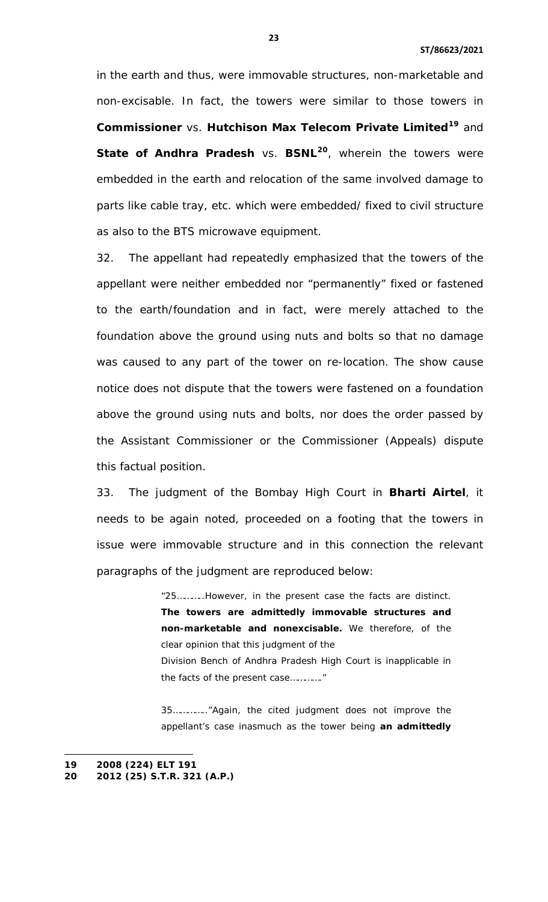in the earth and thus, were immovable structures, non-marketable and non-excisable. In fact, the towers were similar to those towers in **Commissioner** vs. **Hutchison Max Telecom Private Limited**[19] and **State of Andhra Pradesh** vs. **BSNL**[20], wherein the towers were embedded in the earth and relocation of the same involved damage to parts like cable tray, etc. which were embedded/ fixed to civil structure as also to the BTS microwave equipment.

32. The appellant had repeatedly emphasized that the towers of the appellant were neither embedded nor "permanently" fixed or fastened to the earth/foundation and in fact, were merely attached to the foundation above the ground using nuts and bolts so that no damage was caused to any part of the tower on re-location. The show cause notice does not dispute that the towers were fastened on a foundation above the ground using nuts and bolts, nor does the order passed by the Assistant Commissioner or the Commissioner (Appeals) dispute this factual position.

33. The judgment of the Bombay High Court in **Bharti Airtel**, it needs to be again noted, proceeded on a footing that the towers in issue were immovable structure and in this connection the relevant paragraphs of the judgment are reproduced below:

> "25……….However, in the present case the facts are distinct. **The towers are admittedly immovable structures and non-marketable and nonexcisable.** We therefore, of the clear opinion that this judgment of the Division Bench of Andhra Pradesh High Court is inapplicable in the facts of the present case…………"
>
> 35…………."Again, the cited judgment does not improve the appellant's case inasmuch as the tower being **an admittedly**

---

19 **2008 (224) ELT 191**

20 **2012 (25) S.T.R. 321 (A.P.)**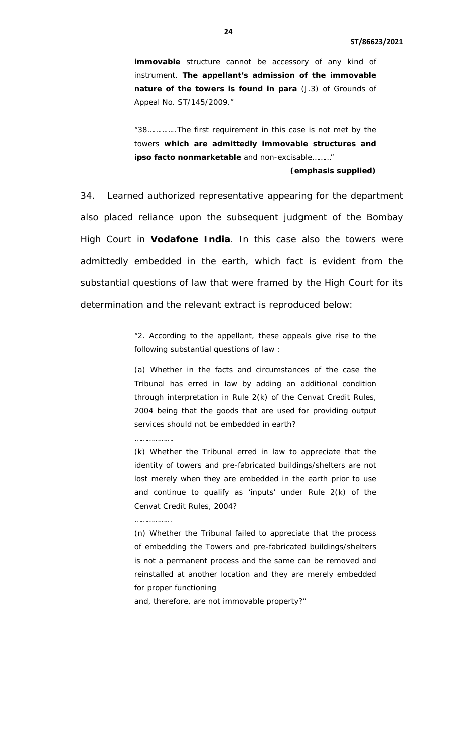> **immovable** structure cannot be accessory of any kind of instrument. **The appellant's admission of the immovable nature of the towers is found in para** (J.3) of Grounds of Appeal No. ST/145/2009."
>
> "38…………The first requirement in this case is not met by the towers **which are admittedly immovable structures and ipso facto nonmarketable** and non-excisable………"
>
> **(emphasis supplied)**

34. Learned authorized representative appearing for the department also placed reliance upon the subsequent judgment of the Bombay High Court in **Vodafone India**. In this case also the towers were admittedly embedded in the earth, which fact is evident from the substantial questions of law that were framed by the High Court for its determination and the relevant extract is reproduced below:

> "2. According to the appellant, these appeals give rise to the following substantial questions of law :
>
> (a) Whether in the facts and circumstances of the case the Tribunal has erred in law by adding an additional condition through interpretation in Rule 2(k) of the Cenvat Credit Rules, 2004 being that the goods that are used for providing output services should not be embedded in earth?
>
> ……………..
>
> (k) Whether the Tribunal erred in law to appreciate that the identity of towers and pre-fabricated buildings/shelters are not lost merely when they are embedded in the earth prior to use and continue to qualify as 'inputs' under Rule 2(k) of the Cenvat Credit Rules, 2004?
>
> ……………
>
> (n) Whether the Tribunal failed to appreciate that the process of embedding the Towers and pre-fabricated buildings/shelters is not a permanent process and the same can be removed and reinstalled at another location and they are merely embedded for proper functioning
>
> and, therefore, are not immovable property?"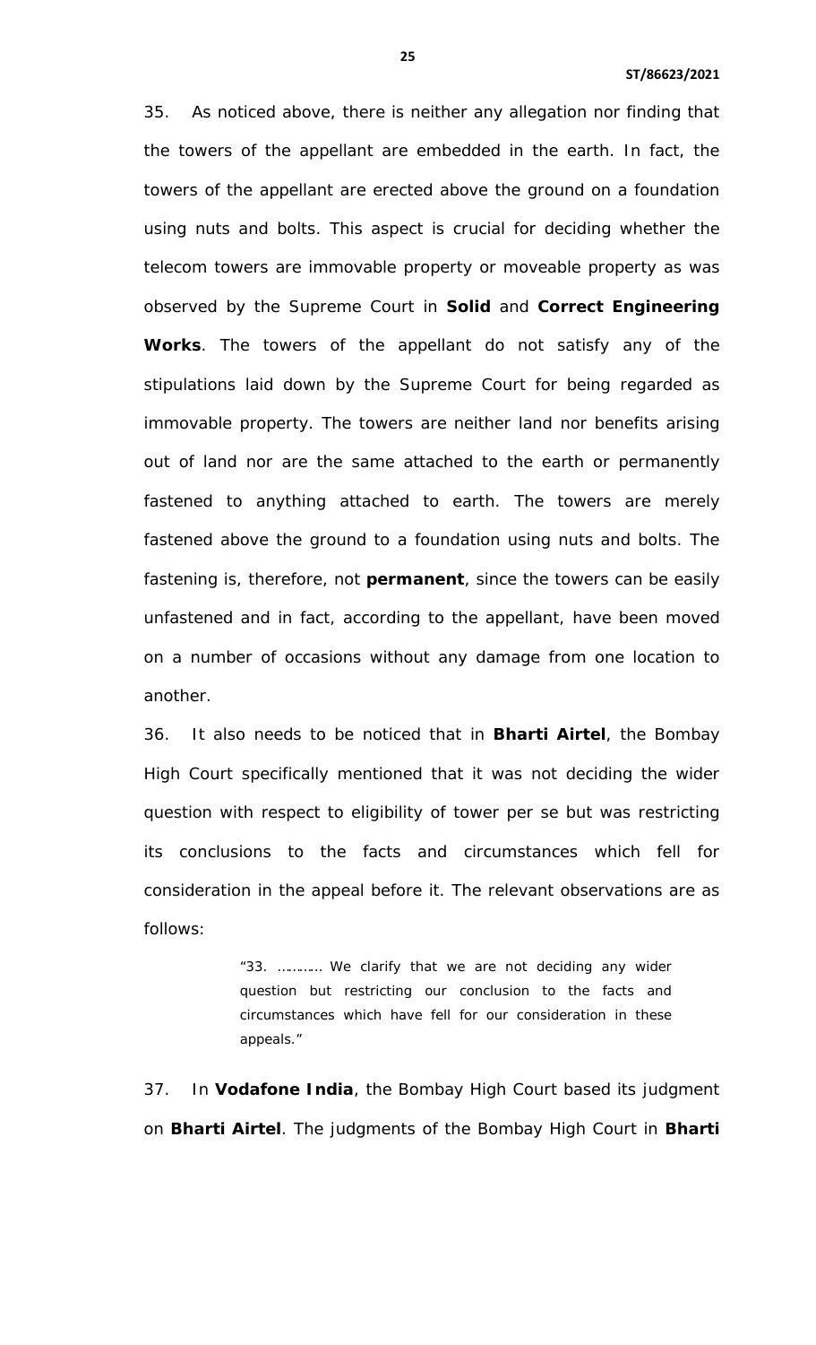35. As noticed above, there is neither any allegation nor finding that the towers of the appellant are embedded in the earth. In fact, the towers of the appellant are erected above the ground on a foundation using nuts and bolts. This aspect is crucial for deciding whether the telecom towers are immovable property or moveable property as was observed by the Supreme Court in **Solid** and **Correct Engineering Works**. The towers of the appellant do not satisfy any of the stipulations laid down by the Supreme Court for being regarded as immovable property. The towers are neither land nor benefits arising out of land nor are the same attached to the earth or permanently fastened to anything attached to earth. The towers are merely fastened above the ground to a foundation using nuts and bolts. The fastening is, therefore, not **permanent**, since the towers can be easily unfastened and in fact, according to the appellant, have been moved on a number of occasions without any damage from one location to another.

36. It also needs to be noticed that in **Bharti Airtel**, the Bombay High Court specifically mentioned that it was not deciding the wider question with respect to eligibility of tower per se but was restricting its conclusions to the facts and circumstances which fell for consideration in the appeal before it. The relevant observations are as follows:

> "33. ………. We clarify that we are not deciding any wider question but restricting our conclusion to the facts and circumstances which have fell for our consideration in these appeals."

37. In **Vodafone India**, the Bombay High Court based its judgment on **Bharti Airtel**. The judgments of the Bombay High Court in **Bharti**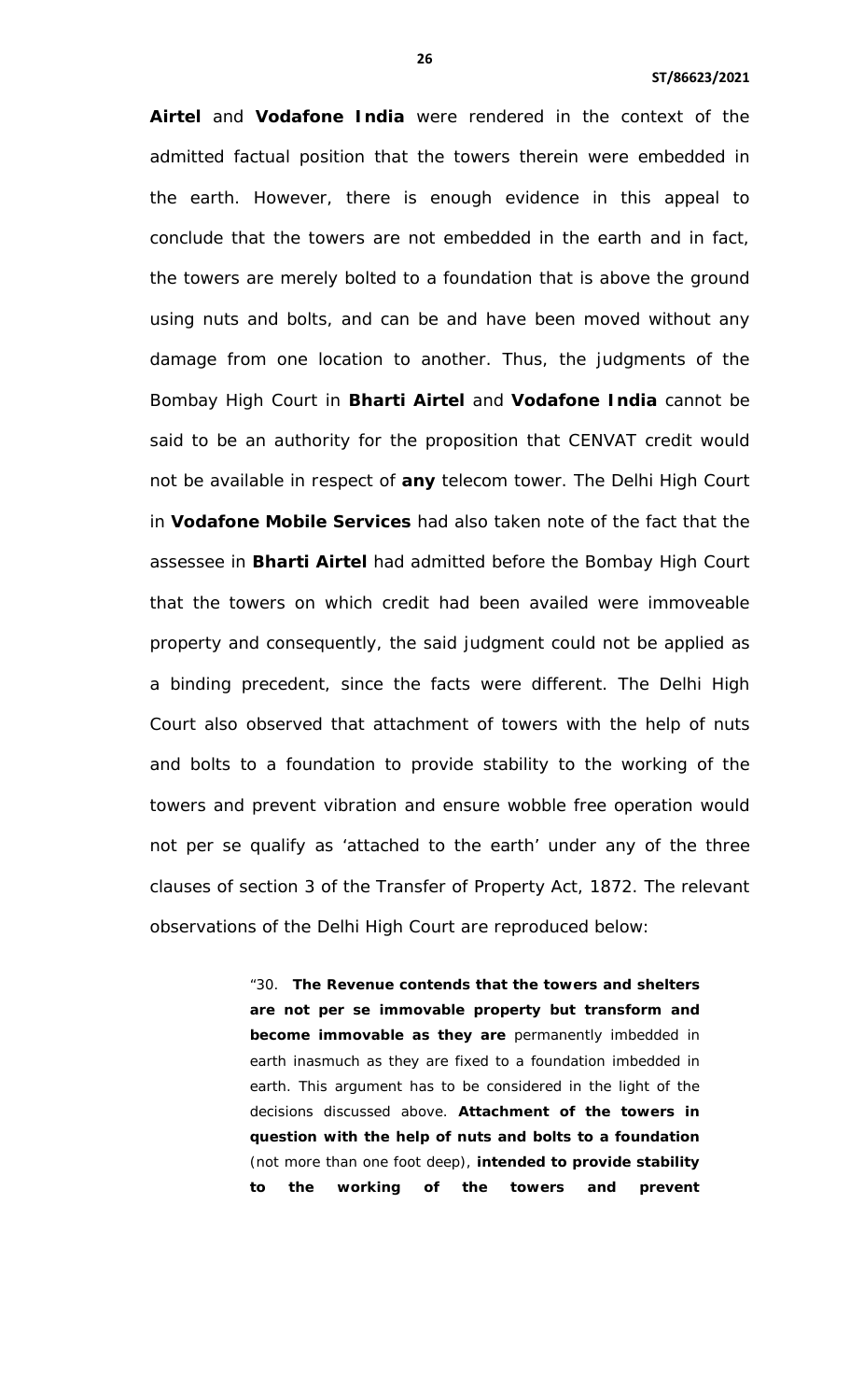**Airtel** and **Vodafone India** were rendered in the context of the admitted factual position that the towers therein were embedded in the earth. However, there is enough evidence in this appeal to conclude that the towers are not embedded in the earth and in fact, the towers are merely bolted to a foundation that is above the ground using nuts and bolts, and can be and have been moved without any damage from one location to another. Thus, the judgments of the Bombay High Court in **Bharti Airtel** and **Vodafone India** cannot be said to be an authority for the proposition that CENVAT credit would not be available in respect of **any** telecom tower. The Delhi High Court in **Vodafone Mobile Services** had also taken note of the fact that the assessee in **Bharti Airtel** had admitted before the Bombay High Court that the towers on which credit had been availed were immoveable property and consequently, the said judgment could not be applied as a binding precedent, since the facts were different. The Delhi High Court also observed that attachment of towers with the help of nuts and bolts to a foundation to provide stability to the working of the towers and prevent vibration and ensure wobble free operation would not per se qualify as 'attached to the earth' under any of the three clauses of section 3 of the Transfer of Property Act, 1872. The relevant observations of the Delhi High Court are reproduced below:

> "30. **The Revenue contends that the towers and shelters are not per se immovable property but transform and become immovable as they are** permanently imbedded in earth inasmuch as they are fixed to a foundation imbedded in earth. This argument has to be considered in the light of the decisions discussed above. **Attachment of the towers in question with the help of nuts and bolts to a foundation** (not more than one foot deep), **intended to provide stability to the working of the towers and prevent**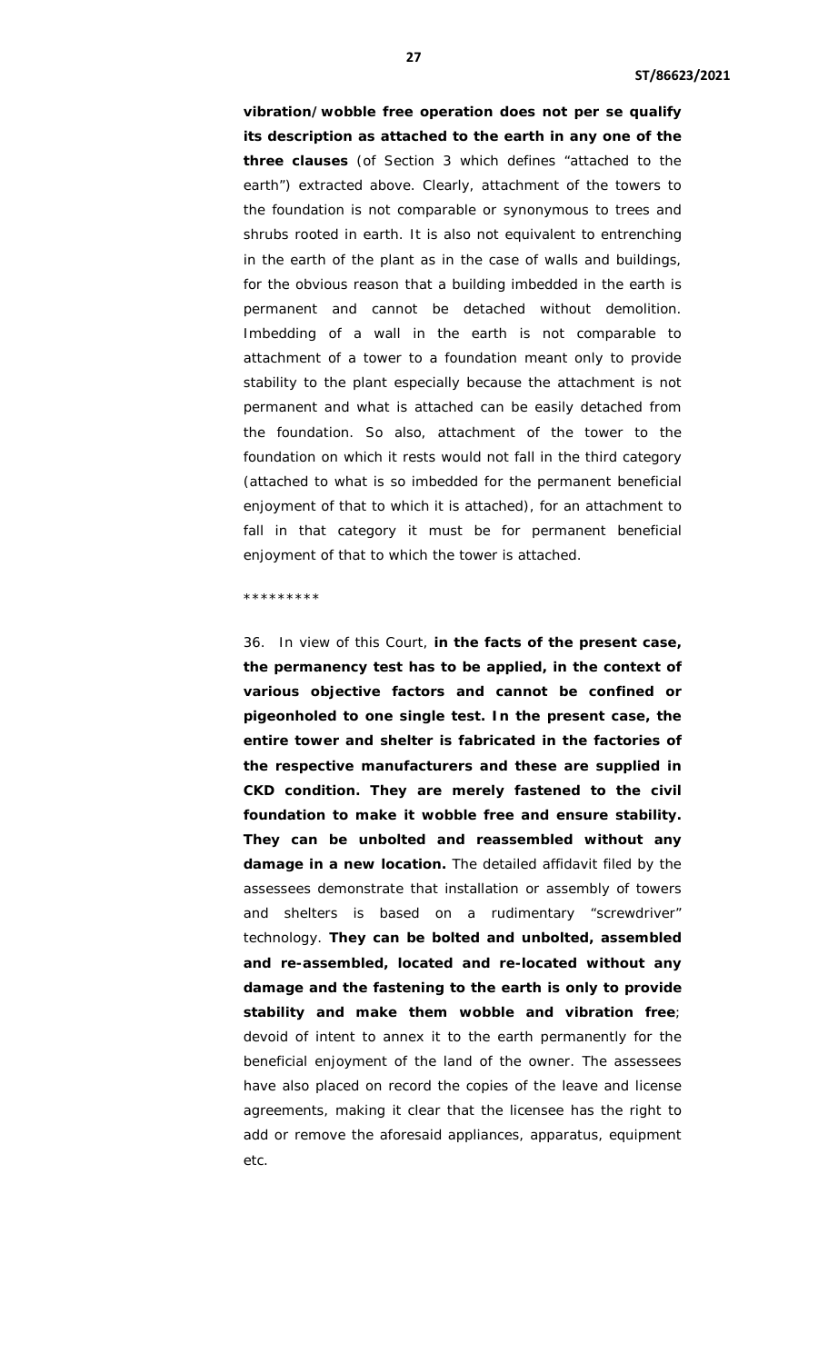**vibration/wobble free operation does not per se qualify its description as attached to the earth in any one of the three clauses** (of Section 3 which defines "attached to the earth") extracted above. Clearly, attachment of the towers to the foundation is not comparable or synonymous to trees and shrubs rooted in earth. It is also not equivalent to entrenching in the earth of the plant as in the case of walls and buildings, for the obvious reason that a building imbedded in the earth is permanent and cannot be detached without demolition. Imbedding of a wall in the earth is not comparable to attachment of a tower to a foundation meant only to provide stability to the plant especially because the attachment is not permanent and what is attached can be easily detached from the foundation. So also, attachment of the tower to the foundation on which it rests would not fall in the third category (attached to what is so imbedded for the permanent beneficial enjoyment of that to which it is attached), for an attachment to fall in that category it must be for permanent beneficial enjoyment of that to which the tower is attached.

*********

36. In view of this Court, **in the facts of the present case, the permanency test has to be applied, in the context of various objective factors and cannot be confined or pigeonholed to one single test. In the present case, the entire tower and shelter is fabricated in the factories of the respective manufacturers and these are supplied in CKD condition. They are merely fastened to the civil foundation to make it wobble free and ensure stability. They can be unbolted and reassembled without any damage in a new location.** The detailed affidavit filed by the assessees demonstrate that installation or assembly of towers and shelters is based on a rudimentary "screwdriver" technology. **They can be bolted and unbolted, assembled and re-assembled, located and re-located without any damage and the fastening to the earth is only to provide stability and make them wobble and vibration free**; devoid of intent to annex it to the earth permanently for the beneficial enjoyment of the land of the owner. The assessees have also placed on record the copies of the leave and license agreements, making it clear that the licensee has the right to add or remove the aforesaid appliances, apparatus, equipment etc.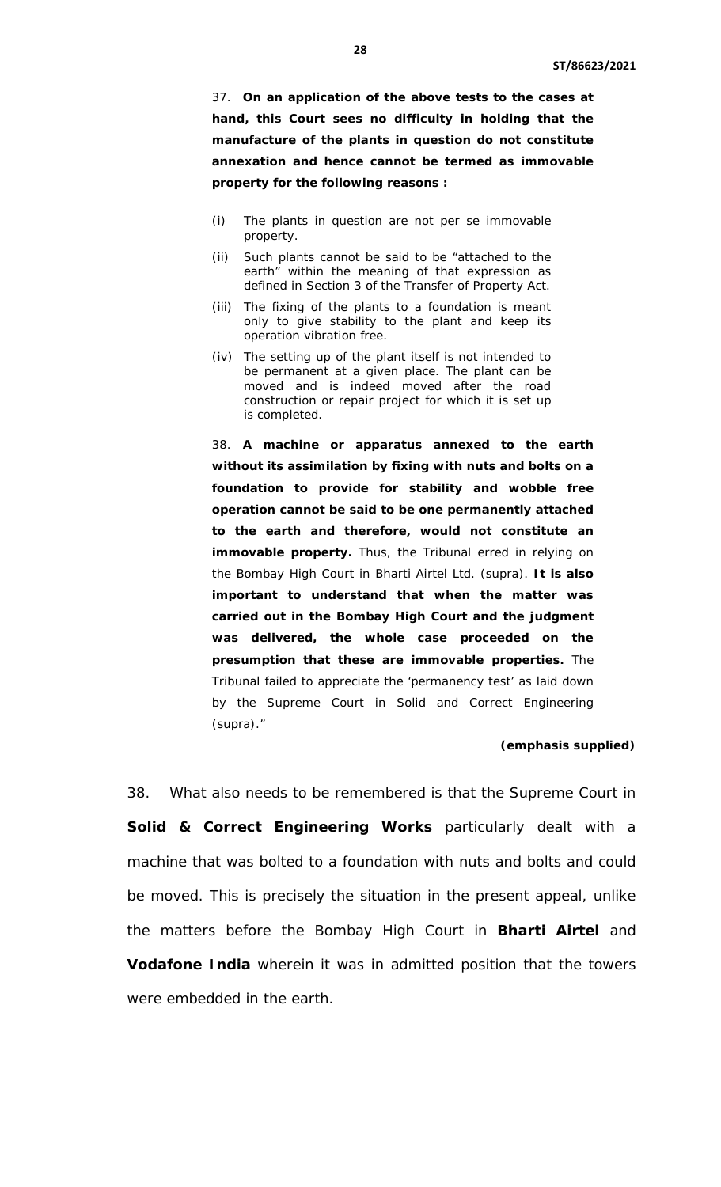> 37. **On an application of the above tests to the cases at hand, this Court sees no difficulty in holding that the manufacture of the plants in question do not constitute annexation and hence cannot be termed as immovable property for the following reasons :**
>
> (i) The plants in question are not per se immovable property.
>
> (ii) Such plants cannot be said to be "attached to the earth" within the meaning of that expression as defined in Section 3 of the Transfer of Property Act.
>
> (iii) The fixing of the plants to a foundation is meant only to give stability to the plant and keep its operation vibration free.
>
> (iv) The setting up of the plant itself is not intended to be permanent at a given place. The plant can be moved and is indeed moved after the road construction or repair project for which it is set up is completed.
>
> 38. **A machine or apparatus annexed to the earth without its assimilation by fixing with nuts and bolts on a foundation to provide for stability and wobble free operation cannot be said to be one permanently attached to the earth and therefore, would not constitute an immovable property.** Thus, the Tribunal erred in relying on the Bombay High Court in Bharti Airtel Ltd. (supra). **It is also important to understand that when the matter was carried out in the Bombay High Court and the judgment was delivered, the whole case proceeded on the presumption that these are immovable properties.** The Tribunal failed to appreciate the 'permanency test' as laid down by the Supreme Court in Solid and Correct Engineering (supra)."
>
> **(emphasis supplied)**

38. What also needs to be remembered is that the Supreme Court in **Solid & Correct Engineering Works** particularly dealt with a machine that was bolted to a foundation with nuts and bolts and could be moved. This is precisely the situation in the present appeal, unlike the matters before the Bombay High Court in **Bharti Airtel** and **Vodafone India** wherein it was in admitted position that the towers were embedded in the earth.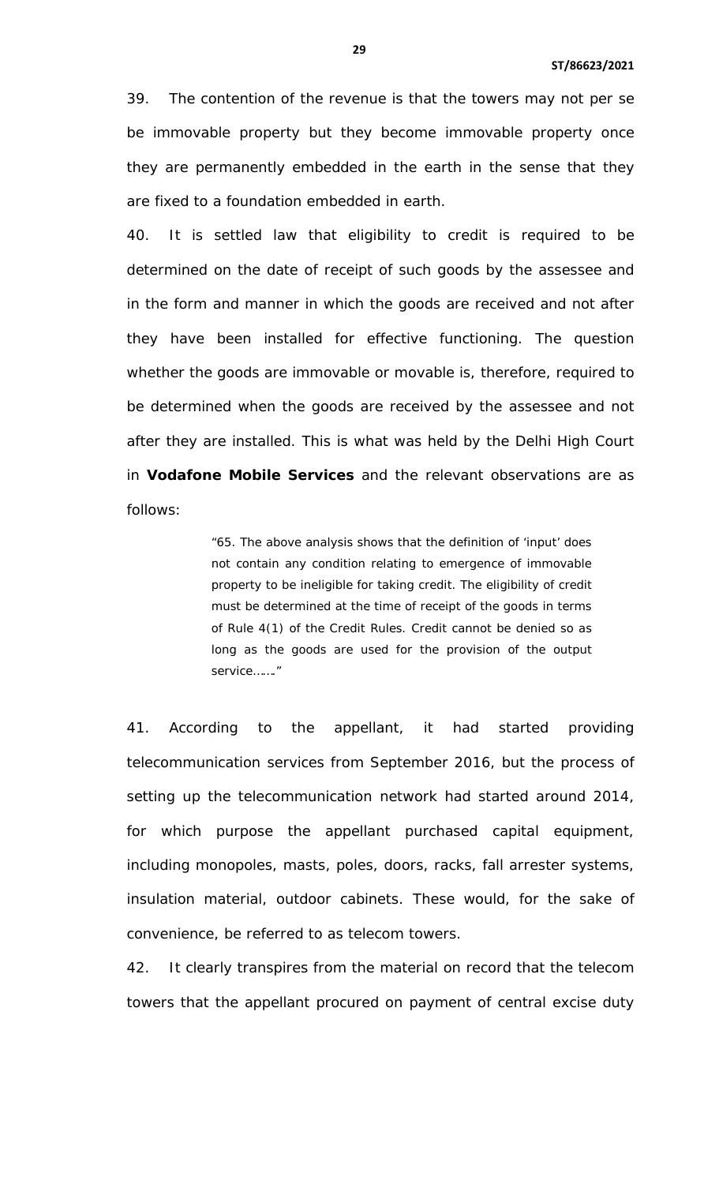39. The contention of the revenue is that the towers may not per se be immovable property but they become immovable property once they are permanently embedded in the earth in the sense that they are fixed to a foundation embedded in earth.

40. It is settled law that eligibility to credit is required to be determined on the date of receipt of such goods by the assessee and in the form and manner in which the goods are received and not after they have been installed for effective functioning. The question whether the goods are immovable or movable is, therefore, required to be determined when the goods are received by the assessee and not after they are installed. This is what was held by the Delhi High Court in **Vodafone Mobile Services** and the relevant observations are as follows:

> "65. The above analysis shows that the definition of 'input' does not contain any condition relating to emergence of immovable property to be ineligible for taking credit. The eligibility of credit must be determined at the time of receipt of the goods in terms of Rule 4(1) of the Credit Rules. Credit cannot be denied so as long as the goods are used for the provision of the output service……."

41. According to the appellant, it had started providing telecommunication services from September 2016, but the process of setting up the telecommunication network had started around 2014, for which purpose the appellant purchased capital equipment, including monopoles, masts, poles, doors, racks, fall arrester systems, insulation material, outdoor cabinets. These would, for the sake of convenience, be referred to as telecom towers.

42. It clearly transpires from the material on record that the telecom towers that the appellant procured on payment of central excise duty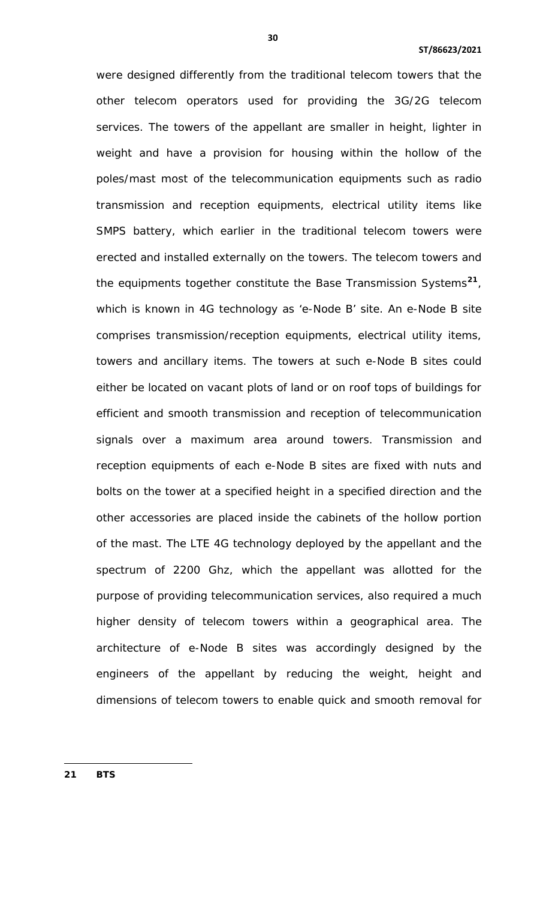were designed differently from the traditional telecom towers that the other telecom operators used for providing the 3G/2G telecom services. The towers of the appellant are smaller in height, lighter in weight and have a provision for housing within the hollow of the poles/mast most of the telecommunication equipments such as radio transmission and reception equipments, electrical utility items like SMPS battery, which earlier in the traditional telecom towers were erected and installed externally on the towers. The telecom towers and the equipments together constitute the Base Transmission Systems[21], which is known in 4G technology as 'e-Node B' site. An e-Node B site comprises transmission/reception equipments, electrical utility items, towers and ancillary items. The towers at such e-Node B sites could either be located on vacant plots of land or on roof tops of buildings for efficient and smooth transmission and reception of telecommunication signals over a maximum area around towers. Transmission and reception equipments of each e-Node B sites are fixed with nuts and bolts on the tower at a specified height in a specified direction and the other accessories are placed inside the cabinets of the hollow portion of the mast. The LTE 4G technology deployed by the appellant and the spectrum of 2200 Ghz, which the appellant was allotted for the purpose of providing telecommunication services, also required a much higher density of telecom towers within a geographical area. The architecture of e-Node B sites was accordingly designed by the engineers of the appellant by reducing the weight, height and dimensions of telecom towers to enable quick and smooth removal for

---

**21** **BTS**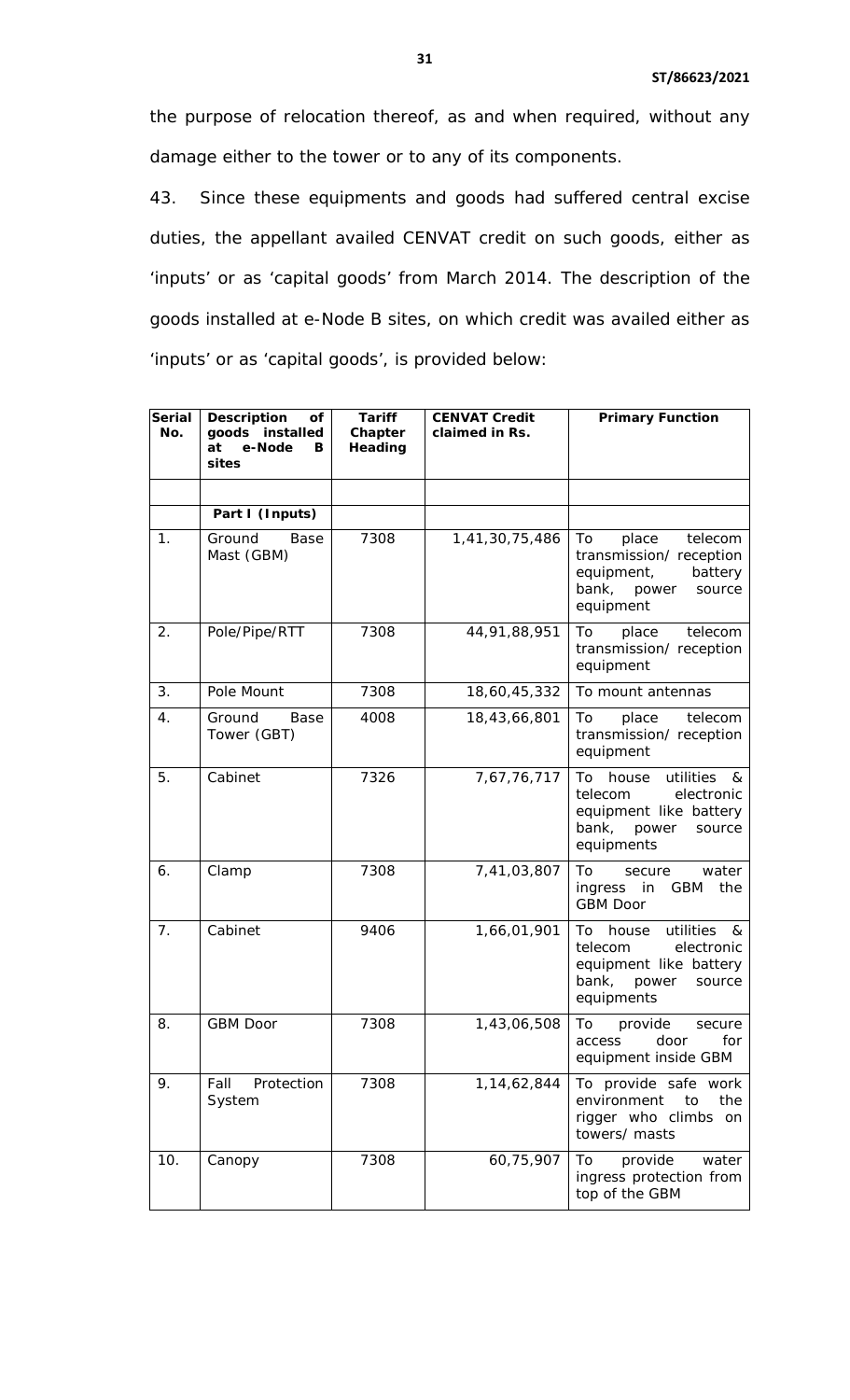the purpose of relocation thereof, as and when required, without any damage either to the tower or to any of its components.

43. Since these equipments and goods had suffered central excise duties, the appellant availed CENVAT credit on such goods, either as 'inputs' or as 'capital goods' from March 2014. The description of the goods installed at e-Node B sites, on which credit was availed either as 'inputs' or as 'capital goods', is provided below:

| Serial No. | Description of goods installed at e-Node B sites | Tariff Chapter Heading | CENVAT Credit claimed in Rs. | Primary Function |
|---|---|---|---|---|
| | | | | |
| | **Part I (Inputs)** | | | |
| 1. | Ground Base Mast (GBM) | 7308 | 1,41,30,75,486 | To place telecom transmission/ reception equipment, battery bank, power source equipment |
| 2. | Pole/Pipe/RTT | 7308 | 44,91,88,951 | To place telecom transmission/ reception equipment |
| 3. | Pole Mount | 7308 | 18,60,45,332 | To mount antennas |
| 4. | Ground Base Tower (GBT) | 4008 | 18,43,66,801 | To place telecom transmission/ reception equipment |
| 5. | Cabinet | 7326 | 7,67,76,717 | To house utilities & telecom electronic equipment like battery bank, power source equipments |
| 6. | Clamp | 7308 | 7,41,03,807 | To secure water ingress in GBM the GBM Door |
| 7. | Cabinet | 9406 | 1,66,01,901 | To house utilities & telecom electronic equipment like battery bank, power source equipments |
| 8. | GBM Door | 7308 | 1,43,06,508 | To provide secure access door for equipment inside GBM |
| 9. | Fall Protection System | 7308 | 1,14,62,844 | To provide safe work environment to the rigger who climbs on towers/ masts |
| 10. | Canopy | 7308 | 60,75,907 | To provide water ingress protection from top of the GBM |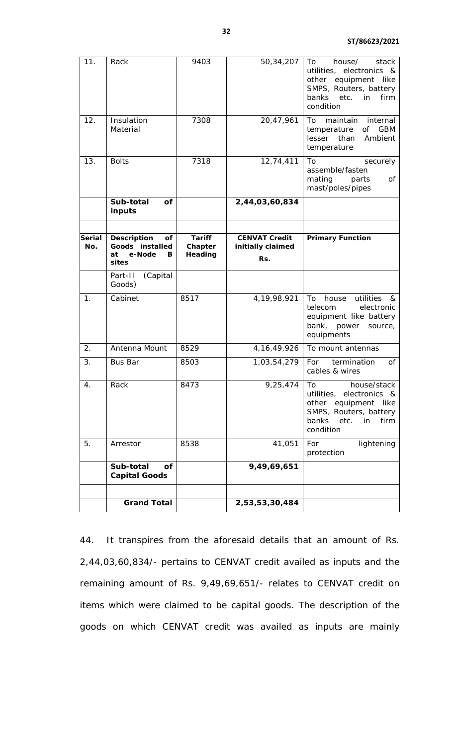| 11. | Rack | 9403 | 50,34,207 | To house/ stack utilities, electronics & other equipment like SMPS, Routers, battery banks etc. in firm condition |
|---|---|---|---|---|
| 12. | Insulation Material | 7308 | 20,47,961 | To maintain internal temperature of GBM lesser than Ambient temperature |
| 13. | Bolts | 7318 | 12,74,411 | To securely assemble/fasten mating parts of mast/poles/pipes |
| | **Sub-total of inputs** | | **2,44,03,60,834** | |
| | | | | |
| **Serial No.** | **Description of Goods installed at e-Node B sites** | **Tariff Chapter Heading** | **CENVAT Credit initially claimed Rs.** | **Primary Function** |
| | Part-II (Capital Goods) | | | |
| 1. | Cabinet | 8517 | 4,19,98,921 | To house utilities & telecom electronic equipment like battery bank, power source, equipments |
| 2. | Antenna Mount | 8529 | 4,16,49,926 | To mount antennas |
| 3. | Bus Bar | 8503 | 1,03,54,279 | For termination of cables & wires |
| 4. | Rack | 8473 | 9,25,474 | To house/stack utilities, electronics & other equipment like SMPS, Routers, battery banks etc. in firm condition |
| 5. | Arrestor | 8538 | 41,051 | For lightening protection |
| | **Sub-total of Capital Goods** | | **9,49,69,651** | |
| | | | | |
| | **Grand Total** | | **2,53,53,30,484** | |

44. It transpires from the aforesaid details that an amount of Rs. 2,44,03,60,834/- pertains to CENVAT credit availed as inputs and the remaining amount of Rs. 9,49,69,651/- relates to CENVAT credit on items which were claimed to be capital goods. The description of the goods on which CENVAT credit was availed as inputs are mainly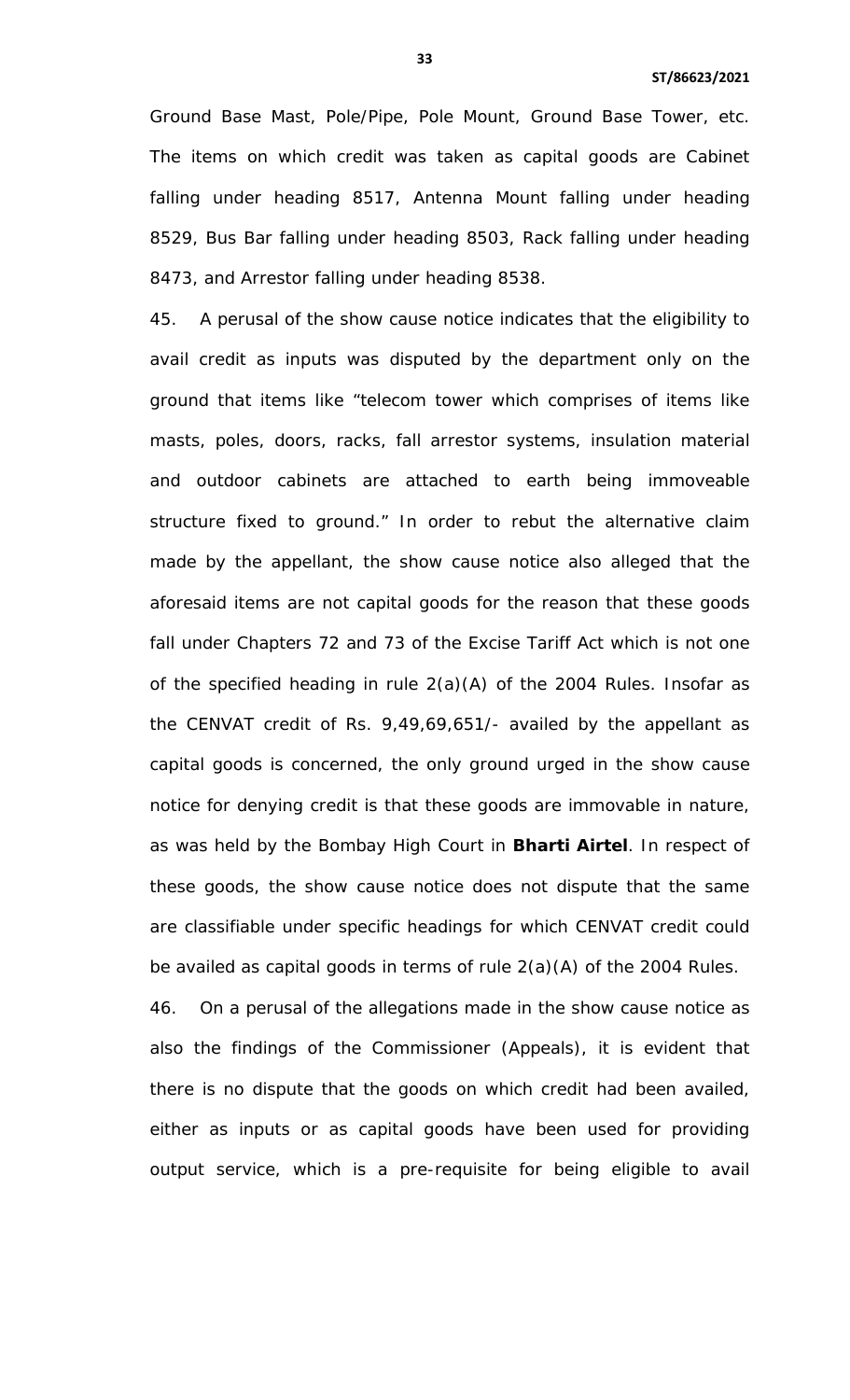Ground Base Mast, Pole/Pipe, Pole Mount, Ground Base Tower, etc. The items on which credit was taken as capital goods are Cabinet falling under heading 8517, Antenna Mount falling under heading 8529, Bus Bar falling under heading 8503, Rack falling under heading 8473, and Arrestor falling under heading 8538.

45. A perusal of the show cause notice indicates that the eligibility to avail credit as inputs was disputed by the department only on the ground that items like "telecom tower which comprises of items like masts, poles, doors, racks, fall arrestor systems, insulation material and outdoor cabinets are attached to earth being immoveable structure fixed to ground." In order to rebut the alternative claim made by the appellant, the show cause notice also alleged that the aforesaid items are not capital goods for the reason that these goods fall under Chapters 72 and 73 of the Excise Tariff Act which is not one of the specified heading in rule 2(a)(A) of the 2004 Rules. Insofar as the CENVAT credit of Rs. 9,49,69,651/- availed by the appellant as capital goods is concerned, the only ground urged in the show cause notice for denying credit is that these goods are immovable in nature, as was held by the Bombay High Court in **Bharti Airtel**. In respect of these goods, the show cause notice does not dispute that the same are classifiable under specific headings for which CENVAT credit could be availed as capital goods in terms of rule 2(a)(A) of the 2004 Rules.

46. On a perusal of the allegations made in the show cause notice as also the findings of the Commissioner (Appeals), it is evident that there is no dispute that the goods on which credit had been availed, either as inputs or as capital goods have been used for providing output service, which is a pre-requisite for being eligible to avail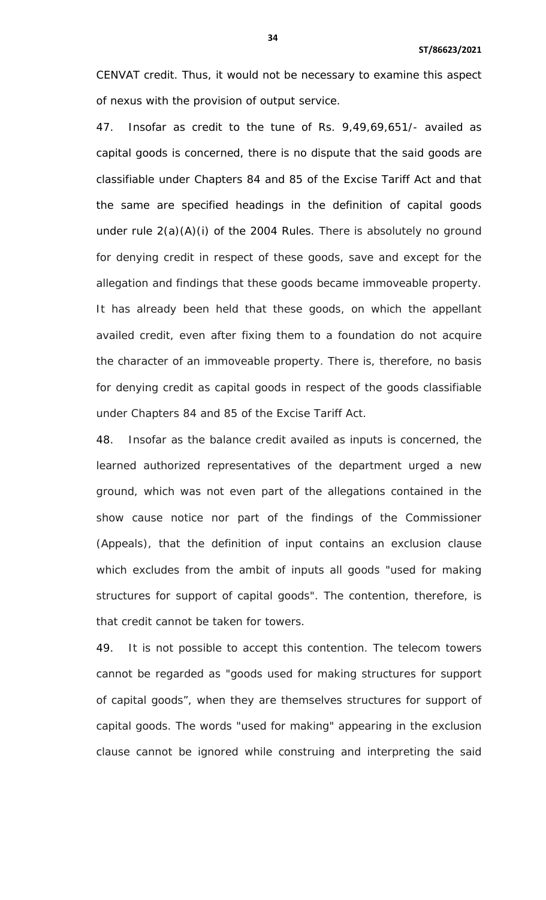CENVAT credit. Thus, it would not be necessary to examine this aspect of nexus with the provision of output service.

47. Insofar as credit to the tune of Rs. 9,49,69,651/- availed as capital goods is concerned, there is no dispute that the said goods are classifiable under Chapters 84 and 85 of the Excise Tariff Act and that the same are specified headings in the definition of capital goods under rule 2(a)(A)(i) of the 2004 Rules. There is absolutely no ground for denying credit in respect of these goods, save and except for the allegation and findings that these goods became immoveable property. It has already been held that these goods, on which the appellant availed credit, even after fixing them to a foundation do not acquire the character of an immoveable property. There is, therefore, no basis for denying credit as capital goods in respect of the goods classifiable under Chapters 84 and 85 of the Excise Tariff Act.

48. Insofar as the balance credit availed as inputs is concerned, the learned authorized representatives of the department urged a new ground, which was not even part of the allegations contained in the show cause notice nor part of the findings of the Commissioner (Appeals), that the definition of input contains an exclusion clause which excludes from the ambit of inputs all goods "used for making structures for support of capital goods". The contention, therefore, is that credit cannot be taken for towers.

49. It is not possible to accept this contention. The telecom towers cannot be regarded as "goods used for making structures for support of capital goods", when they are themselves structures for support of capital goods. The words "used for making" appearing in the exclusion clause cannot be ignored while construing and interpreting the said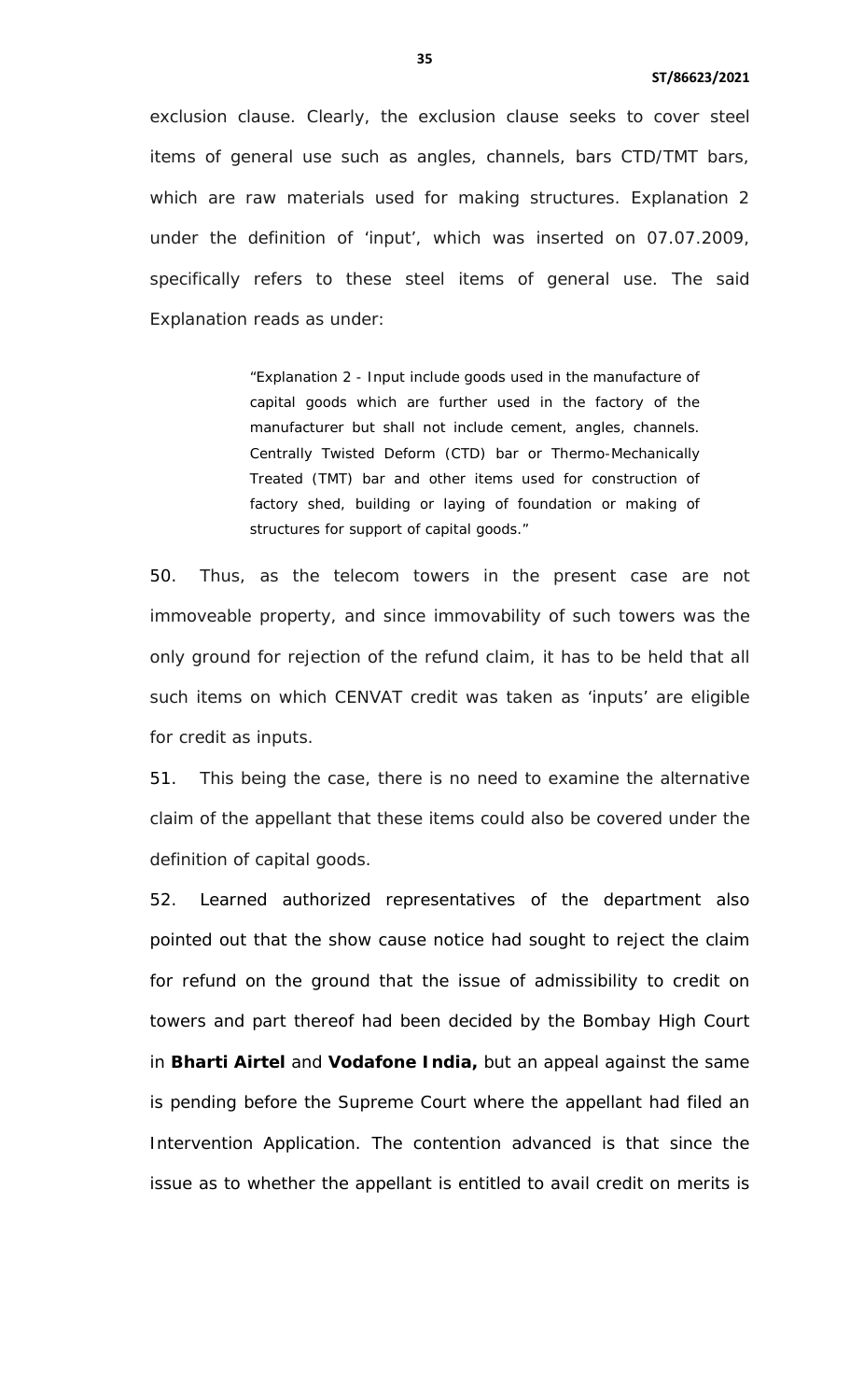exclusion clause. Clearly, the exclusion clause seeks to cover steel items of general use such as angles, channels, bars CTD/TMT bars, which are raw materials used for making structures. Explanation 2 under the definition of 'input', which was inserted on 07.07.2009, specifically refers to these steel items of general use. The said Explanation reads as under:

> "Explanation 2 - Input include goods used in the manufacture of capital goods which are further used in the factory of the manufacturer but shall not include cement, angles, channels. Centrally Twisted Deform (CTD) bar or Thermo-Mechanically Treated (TMT) bar and other items used for construction of factory shed, building or laying of foundation or making of structures for support of capital goods."

50. Thus, as the telecom towers in the present case are not immoveable property, and since immovability of such towers was the only ground for rejection of the refund claim, it has to be held that all such items on which CENVAT credit was taken as 'inputs' are eligible for credit as inputs.

51. This being the case, there is no need to examine the alternative claim of the appellant that these items could also be covered under the definition of capital goods.

52. Learned authorized representatives of the department also pointed out that the show cause notice had sought to reject the claim for refund on the ground that the issue of admissibility to credit on towers and part thereof had been decided by the Bombay High Court in **Bharti Airtel** and **Vodafone India,** but an appeal against the same is pending before the Supreme Court where the appellant had filed an Intervention Application. The contention advanced is that since the issue as to whether the appellant is entitled to avail credit on merits is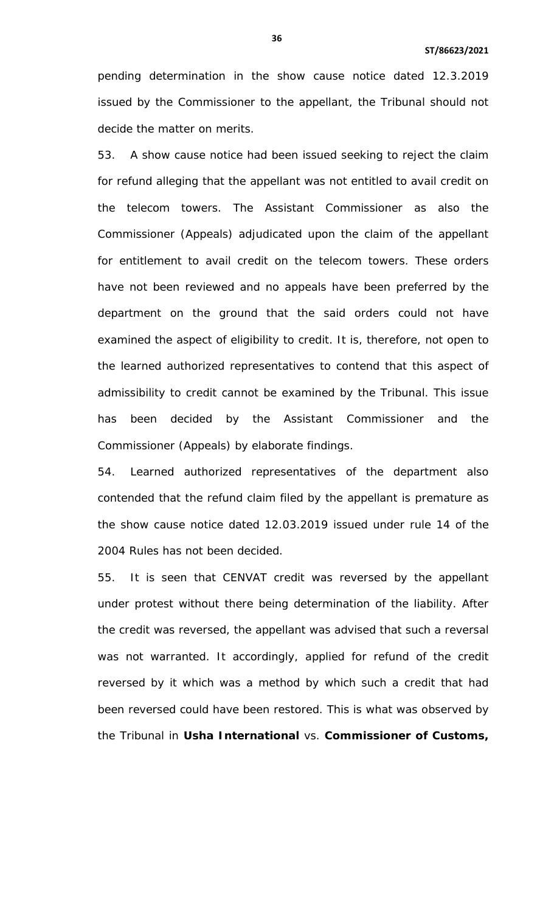pending determination in the show cause notice dated 12.3.2019 issued by the Commissioner to the appellant, the Tribunal should not decide the matter on merits.

53. A show cause notice had been issued seeking to reject the claim for refund alleging that the appellant was not entitled to avail credit on the telecom towers. The Assistant Commissioner as also the Commissioner (Appeals) adjudicated upon the claim of the appellant for entitlement to avail credit on the telecom towers. These orders have not been reviewed and no appeals have been preferred by the department on the ground that the said orders could not have examined the aspect of eligibility to credit. It is, therefore, not open to the learned authorized representatives to contend that this aspect of admissibility to credit cannot be examined by the Tribunal. This issue has been decided by the Assistant Commissioner and the Commissioner (Appeals) by elaborate findings.

54. Learned authorized representatives of the department also contended that the refund claim filed by the appellant is premature as the show cause notice dated 12.03.2019 issued under rule 14 of the 2004 Rules has not been decided.

55. It is seen that CENVAT credit was reversed by the appellant under protest without there being determination of the liability. After the credit was reversed, the appellant was advised that such a reversal was not warranted. It accordingly, applied for refund of the credit reversed by it which was a method by which such a credit that had been reversed could have been restored. This is what was observed by the Tribunal in **Usha International** vs. **Commissioner of Customs,**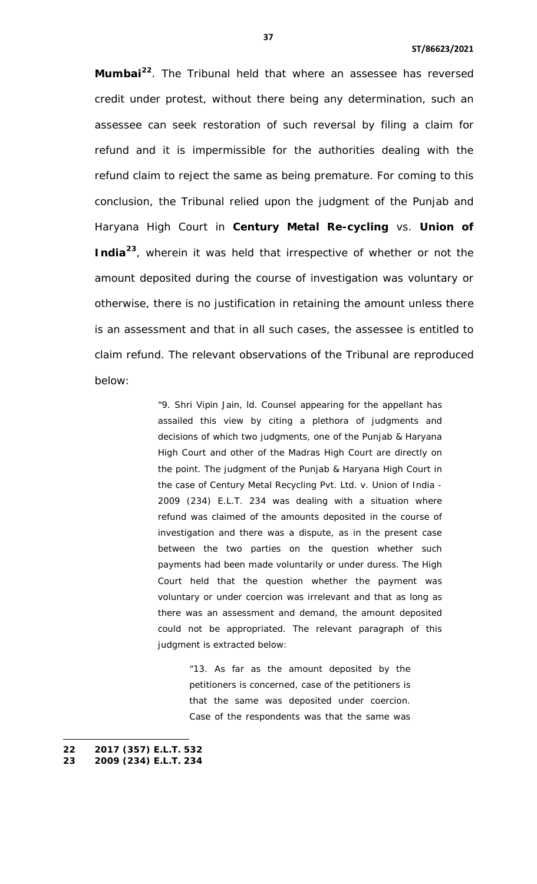**Mumbai**[22]. The Tribunal held that where an assessee has reversed credit under protest, without there being any determination, such an assessee can seek restoration of such reversal by filing a claim for refund and it is impermissible for the authorities dealing with the refund claim to reject the same as being premature. For coming to this conclusion, the Tribunal relied upon the judgment of the Punjab and Haryana High Court in **Century Metal Re-cycling** vs. **Union of India**[23], wherein it was held that irrespective of whether or not the amount deposited during the course of investigation was voluntary or otherwise, there is no justification in retaining the amount unless there is an assessment and that in all such cases, the assessee is entitled to claim refund. The relevant observations of the Tribunal are reproduced below:

> "9. Shri Vipin Jain, ld. Counsel appearing for the appellant has assailed this view by citing a plethora of judgments and decisions of which two judgments, one of the Punjab & Haryana High Court and other of the Madras High Court are directly on the point. The judgment of the Punjab & Haryana High Court in the case of Century Metal Recycling Pvt. Ltd. v. Union of India - 2009 (234) E.L.T. 234 was dealing with a situation where refund was claimed of the amounts deposited in the course of investigation and there was a dispute, as in the present case between the two parties on the question whether such payments had been made voluntarily or under duress. The High Court held that the question whether the payment was voluntary or under coercion was irrelevant and that as long as there was an assessment and demand, the amount deposited could not be appropriated. The relevant paragraph of this judgment is extracted below:
>
> > "13. As far as the amount deposited by the petitioners is concerned, case of the petitioners is that the same was deposited under coercion. Case of the respondents was that the same was

---

**22** **2017 (357) E.L.T. 532**

**23** **2009 (234) E.L.T. 234**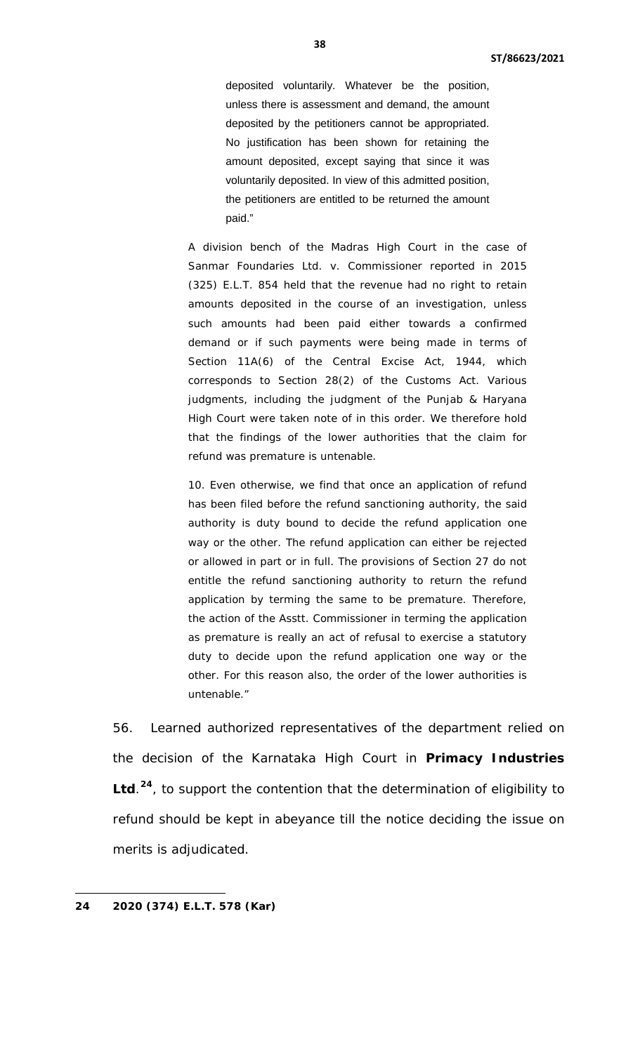> deposited voluntarily. Whatever be the position, unless there is assessment and demand, the amount deposited by the petitioners cannot be appropriated. No justification has been shown for retaining the amount deposited, except saying that since it was voluntarily deposited. In view of this admitted position, the petitioners are entitled to be returned the amount paid."
>
> A division bench of the Madras High Court in the case of Sanmar Foundaries Ltd. v. Commissioner reported in 2015 (325) E.L.T. 854 held that the revenue had no right to retain amounts deposited in the course of an investigation, unless such amounts had been paid either towards a confirmed demand or if such payments were being made in terms of Section 11A(6) of the Central Excise Act, 1944, which corresponds to Section 28(2) of the Customs Act. Various judgments, including the judgment of the Punjab & Haryana High Court were taken note of in this order. We therefore hold that the findings of the lower authorities that the claim for refund was premature is untenable.
>
> 10. Even otherwise, we find that once an application of refund has been filed before the refund sanctioning authority, the said authority is duty bound to decide the refund application one way or the other. The refund application can either be rejected or allowed in part or in full. The provisions of Section 27 do not entitle the refund sanctioning authority to return the refund application by terming the same to be premature. Therefore, the action of the Asstt. Commissioner in terming the application as premature is really an act of refusal to exercise a statutory duty to decide upon the refund application one way or the other. For this reason also, the order of the lower authorities is untenable."

56. Learned authorized representatives of the department relied on the decision of the Karnataka High Court in **Primacy Industries Ltd**.[24], to support the contention that the determination of eligibility to refund should be kept in abeyance till the notice deciding the issue on merits is adjudicated.

---

**24 2020 (374) E.L.T. 578 (Kar)**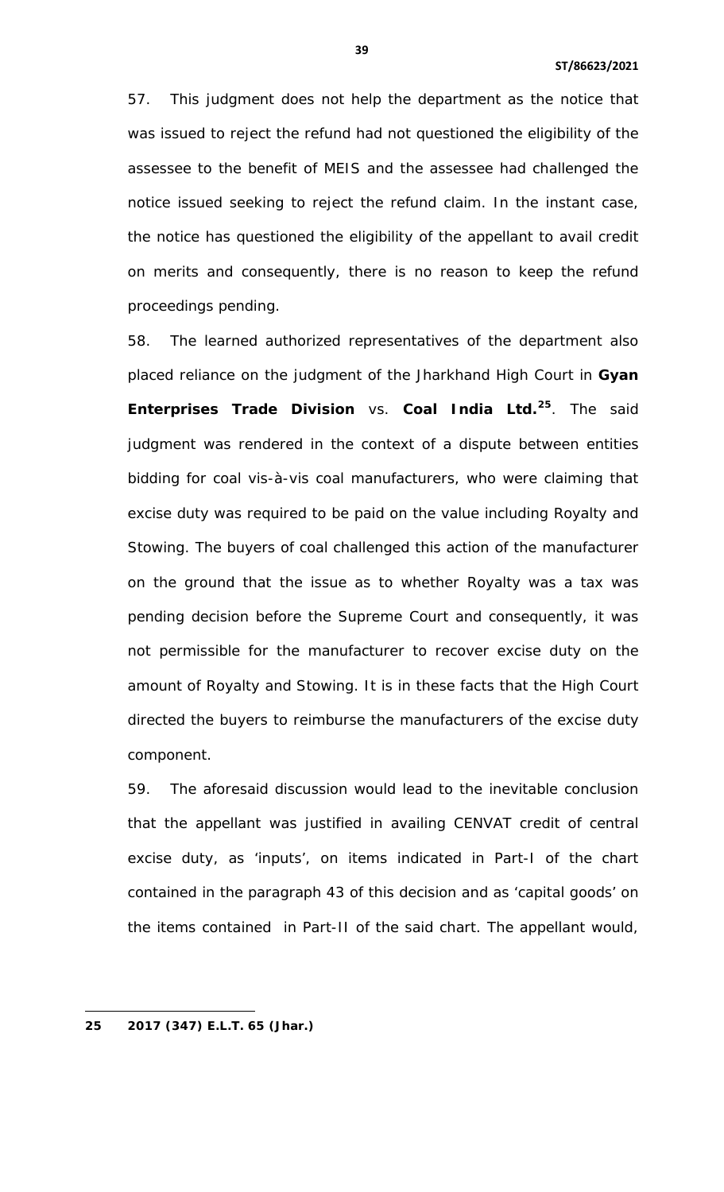57. This judgment does not help the department as the notice that was issued to reject the refund had not questioned the eligibility of the assessee to the benefit of MEIS and the assessee had challenged the notice issued seeking to reject the refund claim. In the instant case, the notice has questioned the eligibility of the appellant to avail credit on merits and consequently, there is no reason to keep the refund proceedings pending.

58. The learned authorized representatives of the department also placed reliance on the judgment of the Jharkhand High Court in **Gyan Enterprises Trade Division** vs. **Coal India Ltd.**[25]. The said judgment was rendered in the context of a dispute between entities bidding for coal vis-à-vis coal manufacturers, who were claiming that excise duty was required to be paid on the value including Royalty and Stowing. The buyers of coal challenged this action of the manufacturer on the ground that the issue as to whether Royalty was a tax was pending decision before the Supreme Court and consequently, it was not permissible for the manufacturer to recover excise duty on the amount of Royalty and Stowing. It is in these facts that the High Court directed the buyers to reimburse the manufacturers of the excise duty component.

59. The aforesaid discussion would lead to the inevitable conclusion that the appellant was justified in availing CENVAT credit of central excise duty, as 'inputs', on items indicated in Part-I of the chart contained in the paragraph 43 of this decision and as 'capital goods' on the items contained in Part-II of the said chart. The appellant would,

---

**25 2017 (347) E.L.T. 65 (Jhar.)**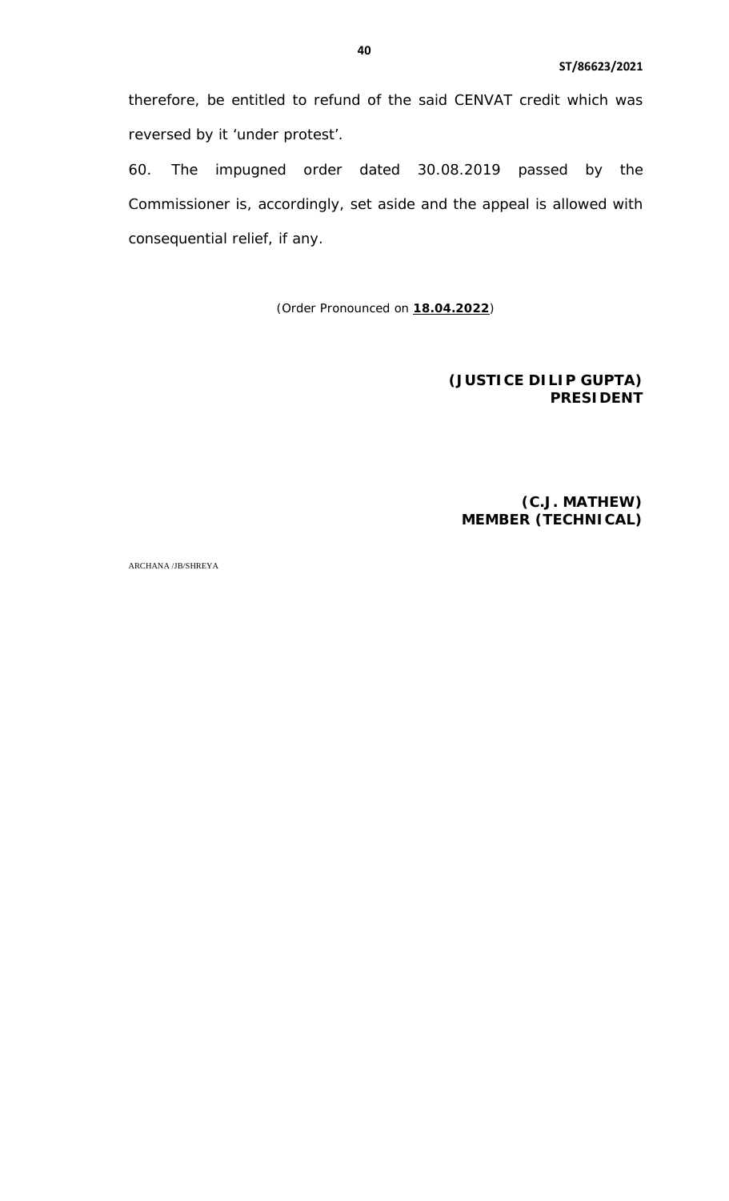therefore, be entitled to refund of the said CENVAT credit which was reversed by it 'under protest'.

60. The impugned order dated 30.08.2019 passed by the Commissioner is, accordingly, set aside and the appeal is allowed with consequential relief, if any.

(Order Pronounced on **18.04.2022**)

**(JUSTICE DILIP GUPTA)**
**PRESIDENT**

**(C.J. MATHEW)**
**MEMBER (TECHNICAL)**

ARCHANA /JB/SHREYA